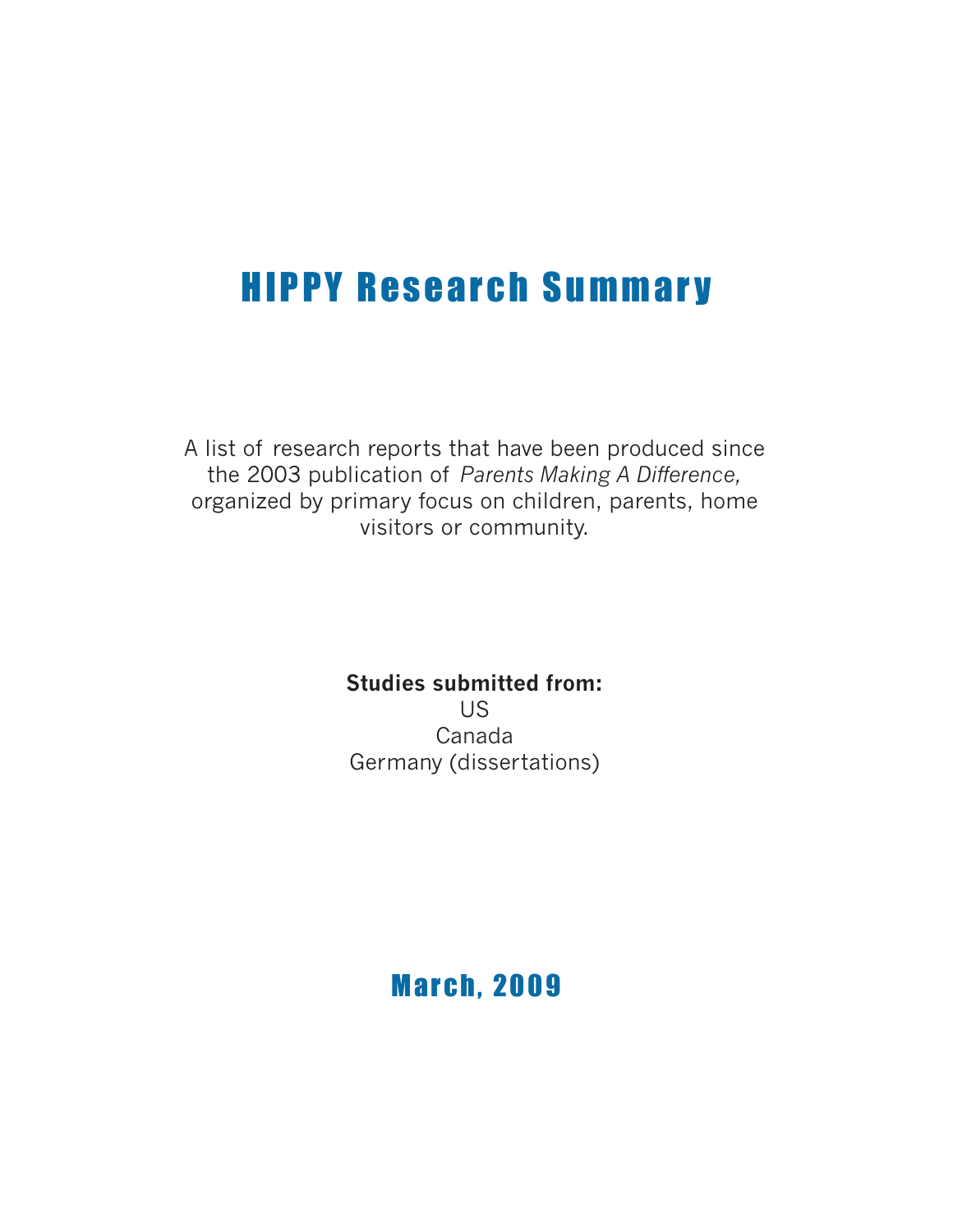# HIPPY Research Summary

A list of research reports that have been produced since the 2003 publication of *Parents Making A Difference,* organized by primary focus on children, parents, home visitors or community.

**Studies submitted from:**
US
Canada
Germany (dissertations)

## March, 2009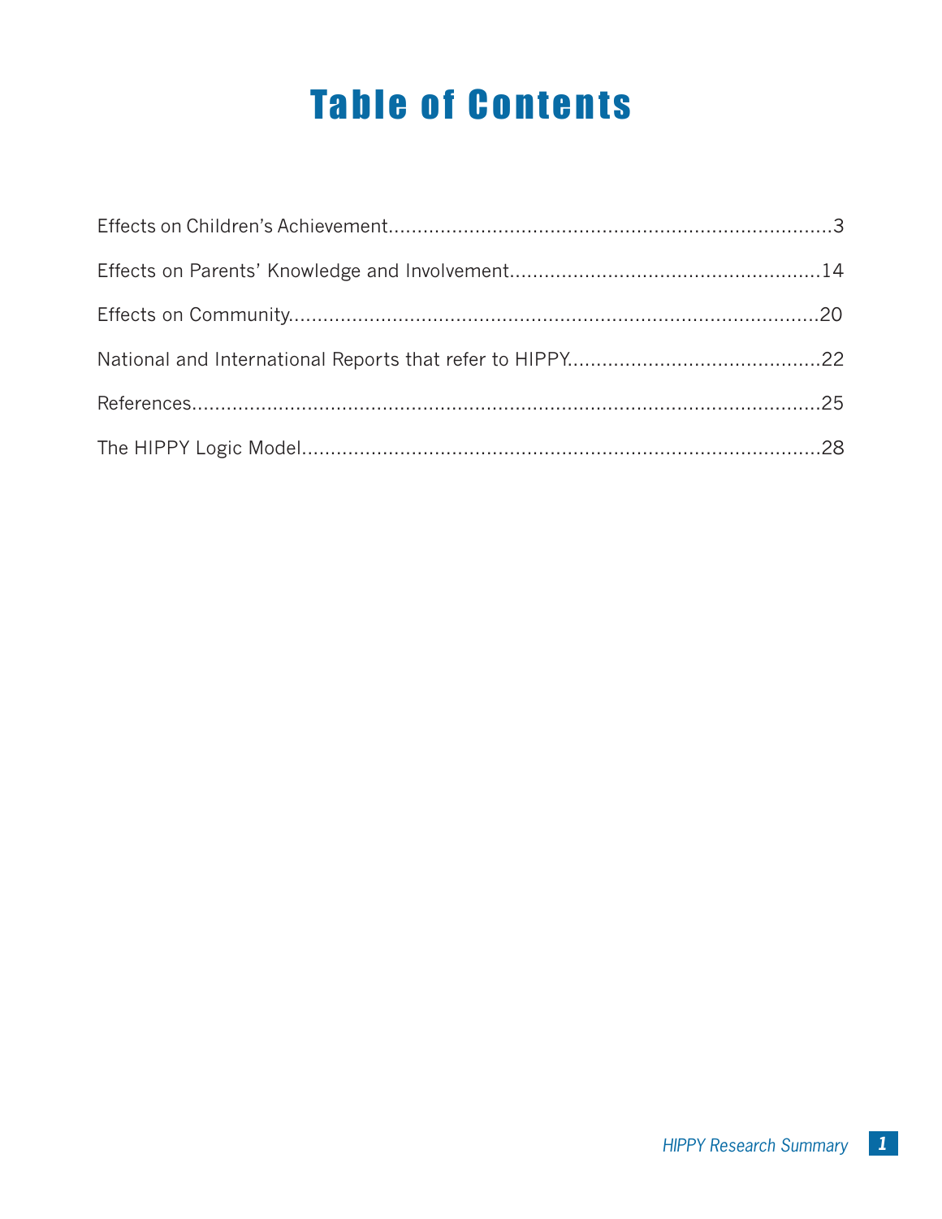# Table of Contents

Effects on Children's Achievement....................................................................3

Effects on Parents' Knowledge and Involvement....................................................14

Effects on Community....................................................................................20

National and International Reports that refer to HIPPY..........................................22

References...................................................................................................25

The HIPPY Logic Model.................................................................................28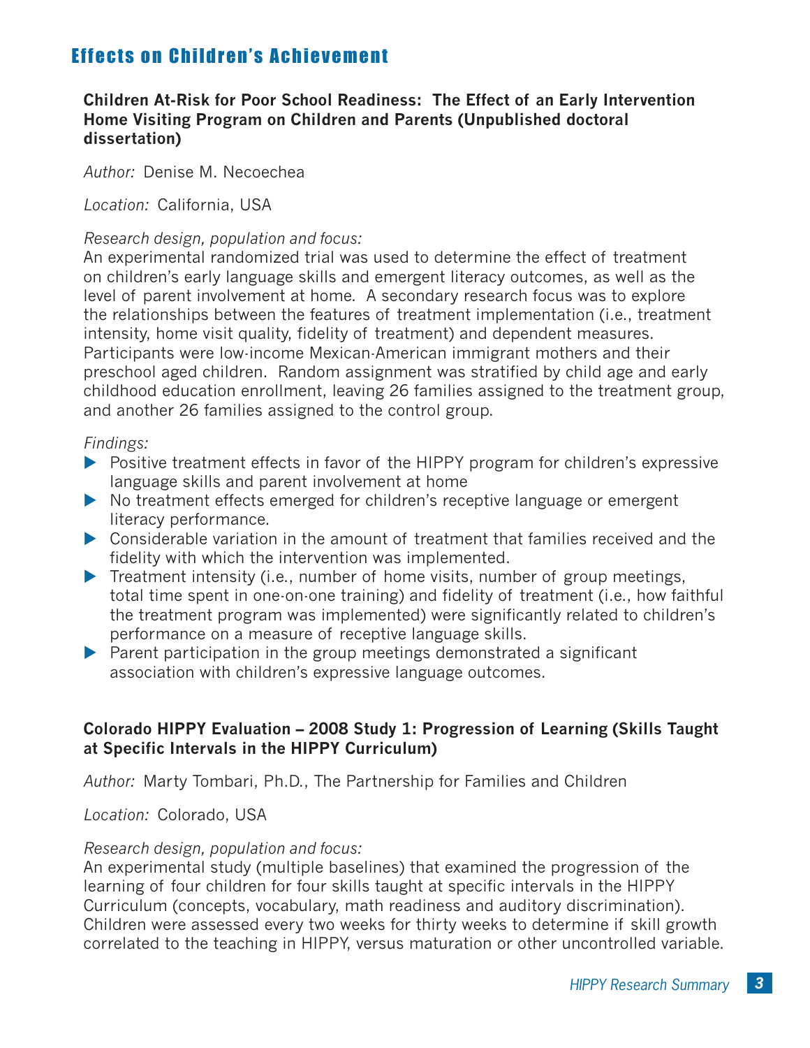## Effects on Children's Achievement

### Children At-Risk for Poor School Readiness: The Effect of an Early Intervention Home Visiting Program on Children and Parents (Unpublished doctoral dissertation)

*Author:* Denise M. Necoechea

*Location:* California, USA

*Research design, population and focus:*
An experimental randomized trial was used to determine the effect of treatment on children's early language skills and emergent literacy outcomes, as well as the level of parent involvement at home. A secondary research focus was to explore the relationships between the features of treatment implementation (i.e., treatment intensity, home visit quality, fidelity of treatment) and dependent measures. Participants were low-income Mexican-American immigrant mothers and their preschool aged children. Random assignment was stratified by child age and early childhood education enrollment, leaving 26 families assigned to the treatment group, and another 26 families assigned to the control group.

*Findings:*

- Positive treatment effects in favor of the HIPPY program for children's expressive language skills and parent involvement at home
- No treatment effects emerged for children's receptive language or emergent literacy performance.
- Considerable variation in the amount of treatment that families received and the fidelity with which the intervention was implemented.
- Treatment intensity (i.e., number of home visits, number of group meetings, total time spent in one-on-one training) and fidelity of treatment (i.e., how faithful the treatment program was implemented) were significantly related to children's performance on a measure of receptive language skills.
- Parent participation in the group meetings demonstrated a significant association with children's expressive language outcomes.

### Colorado HIPPY Evaluation – 2008 Study 1: Progression of Learning (Skills Taught at Specific Intervals in the HIPPY Curriculum)

*Author:* Marty Tombari, Ph.D., The Partnership for Families and Children

*Location:* Colorado, USA

*Research design, population and focus:*
An experimental study (multiple baselines) that examined the progression of the learning of four children for four skills taught at specific intervals in the HIPPY Curriculum (concepts, vocabulary, math readiness and auditory discrimination). Children were assessed every two weeks for thirty weeks to determine if skill growth correlated to the teaching in HIPPY, versus maturation or other uncontrolled variable.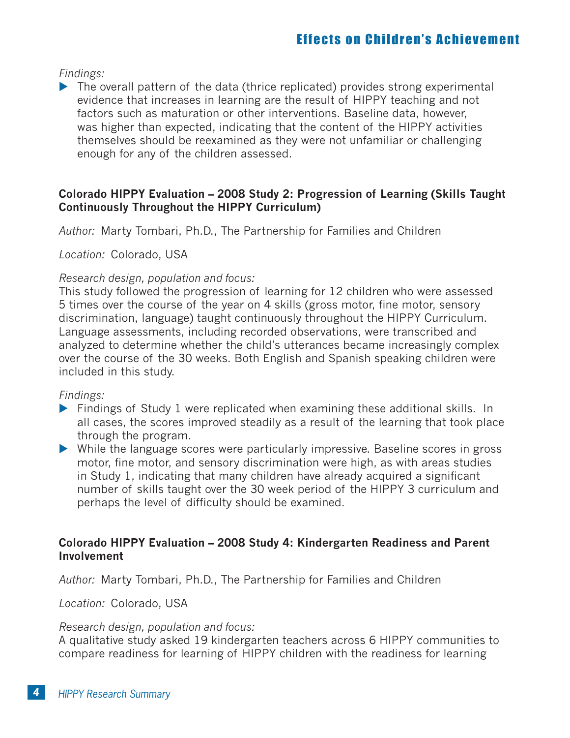*Findings:*

- The overall pattern of the data (thrice replicated) provides strong experimental evidence that increases in learning are the result of HIPPY teaching and not factors such as maturation or other interventions. Baseline data, however, was higher than expected, indicating that the content of the HIPPY activities themselves should be reexamined as they were not unfamiliar or challenging enough for any of the children assessed.

**Colorado HIPPY Evaluation – 2008 Study 2: Progression of Learning (Skills Taught Continuously Throughout the HIPPY Curriculum)**

*Author:* Marty Tombari, Ph.D., The Partnership for Families and Children

*Location:* Colorado, USA

*Research design, population and focus:*
This study followed the progression of learning for 12 children who were assessed 5 times over the course of the year on 4 skills (gross motor, fine motor, sensory discrimination, language) taught continuously throughout the HIPPY Curriculum. Language assessments, including recorded observations, were transcribed and analyzed to determine whether the child's utterances became increasingly complex over the course of the 30 weeks. Both English and Spanish speaking children were included in this study.

*Findings:*

- Findings of Study 1 were replicated when examining these additional skills. In all cases, the scores improved steadily as a result of the learning that took place through the program.
- While the language scores were particularly impressive. Baseline scores in gross motor, fine motor, and sensory discrimination were high, as with areas studies in Study 1, indicating that many children have already acquired a significant number of skills taught over the 30 week period of the HIPPY 3 curriculum and perhaps the level of difficulty should be examined.

**Colorado HIPPY Evaluation – 2008 Study 4: Kindergarten Readiness and Parent Involvement**

*Author:* Marty Tombari, Ph.D., The Partnership for Families and Children

*Location:* Colorado, USA

*Research design, population and focus:*
A qualitative study asked 19 kindergarten teachers across 6 HIPPY communities to compare readiness for learning of HIPPY children with the readiness for learning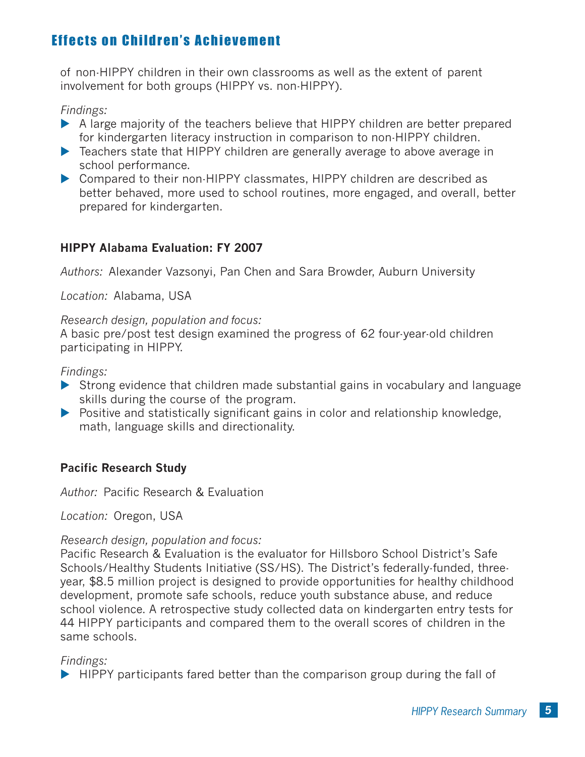of non-HIPPY children in their own classrooms as well as the extent of parent involvement for both groups (HIPPY vs. non-HIPPY).

*Findings:*

- A large majority of the teachers believe that HIPPY children are better prepared for kindergarten literacy instruction in comparison to non-HIPPY children.
- Teachers state that HIPPY children are generally average to above average in school performance.
- Compared to their non-HIPPY classmates, HIPPY children are described as better behaved, more used to school routines, more engaged, and overall, better prepared for kindergarten.

**HIPPY Alabama Evaluation: FY 2007**

*Authors:* Alexander Vazsonyi, Pan Chen and Sara Browder, Auburn University

*Location:* Alabama, USA

*Research design, population and focus:*
A basic pre/post test design examined the progress of 62 four-year-old children participating in HIPPY.

*Findings:*

- Strong evidence that children made substantial gains in vocabulary and language skills during the course of the program.
- Positive and statistically significant gains in color and relationship knowledge, math, language skills and directionality.

**Pacific Research Study**

*Author:* Pacific Research & Evaluation

*Location:* Oregon, USA

*Research design, population and focus:*
Pacific Research & Evaluation is the evaluator for Hillsboro School District's Safe Schools/Healthy Students Initiative (SS/HS). The District's federally-funded, three-year, $8.5 million project is designed to provide opportunities for healthy childhood development, promote safe schools, reduce youth substance abuse, and reduce school violence. A retrospective study collected data on kindergarten entry tests for 44 HIPPY participants and compared them to the overall scores of children in the same schools.

*Findings:*

- HIPPY participants fared better than the comparison group during the fall of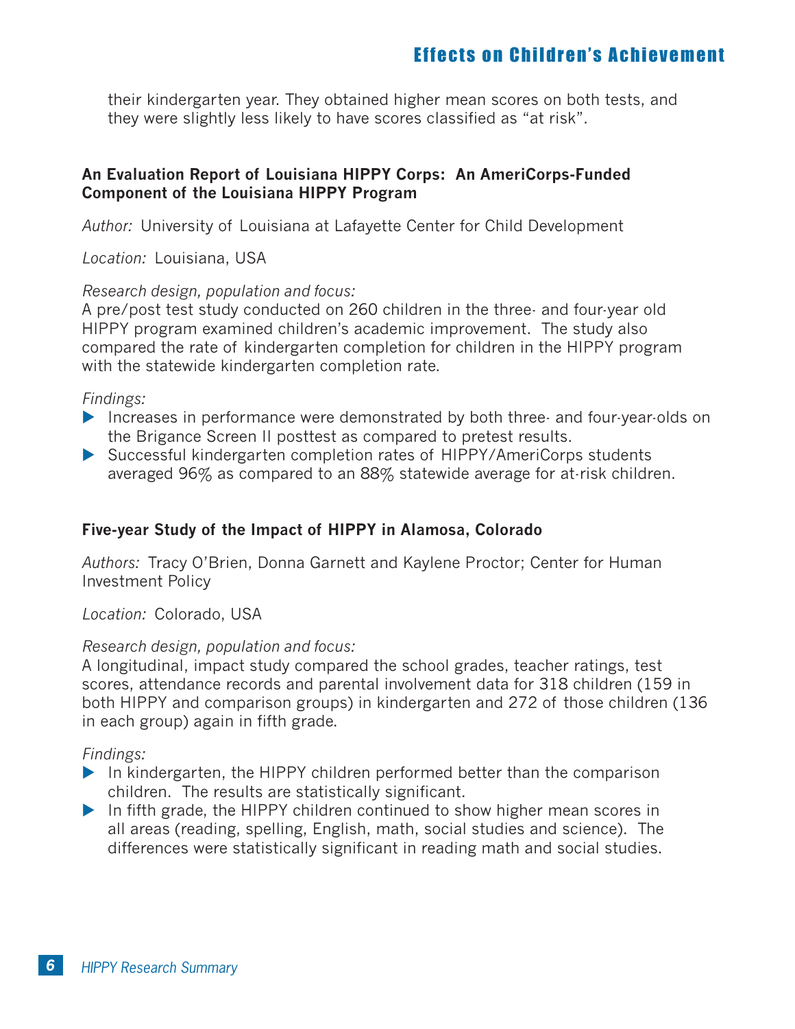their kindergarten year. They obtained higher mean scores on both tests, and they were slightly less likely to have scores classified as "at risk".

### An Evaluation Report of Louisiana HIPPY Corps: An AmeriCorps-Funded Component of the Louisiana HIPPY Program

*Author:* University of Louisiana at Lafayette Center for Child Development

*Location:* Louisiana, USA

*Research design, population and focus:*
A pre/post test study conducted on 260 children in the three- and four-year old HIPPY program examined children's academic improvement. The study also compared the rate of kindergarten completion for children in the HIPPY program with the statewide kindergarten completion rate.

*Findings:*

- Increases in performance were demonstrated by both three- and four-year-olds on the Brigance Screen II posttest as compared to pretest results.
- Successful kindergarten completion rates of HIPPY/AmeriCorps students averaged 96% as compared to an 88% statewide average for at-risk children.

### Five-year Study of the Impact of HIPPY in Alamosa, Colorado

*Authors:* Tracy O'Brien, Donna Garnett and Kaylene Proctor; Center for Human Investment Policy

*Location:* Colorado, USA

*Research design, population and focus:*
A longitudinal, impact study compared the school grades, teacher ratings, test scores, attendance records and parental involvement data for 318 children (159 in both HIPPY and comparison groups) in kindergarten and 272 of those children (136 in each group) again in fifth grade.

*Findings:*

- In kindergarten, the HIPPY children performed better than the comparison children. The results are statistically significant.
- In fifth grade, the HIPPY children continued to show higher mean scores in all areas (reading, spelling, English, math, social studies and science). The differences were statistically significant in reading math and social studies.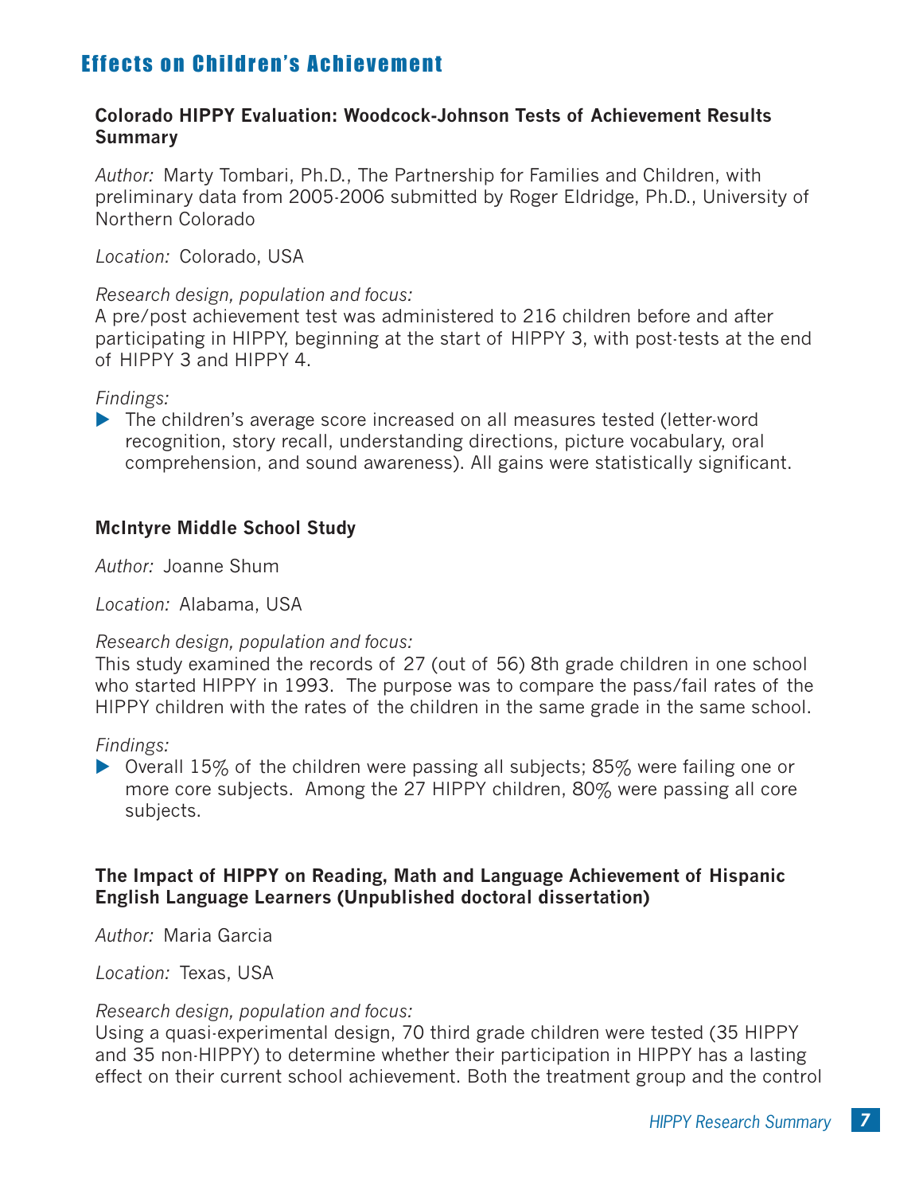## Effects on Children's Achievement

### Colorado HIPPY Evaluation: Woodcock-Johnson Tests of Achievement Results Summary

*Author:* Marty Tombari, Ph.D., The Partnership for Families and Children, with preliminary data from 2005-2006 submitted by Roger Eldridge, Ph.D., University of Northern Colorado

*Location:* Colorado, USA

*Research design, population and focus:*
A pre/post achievement test was administered to 216 children before and after participating in HIPPY, beginning at the start of HIPPY 3, with post-tests at the end of HIPPY 3 and HIPPY 4.

*Findings:*

- The children's average score increased on all measures tested (letter-word recognition, story recall, understanding directions, picture vocabulary, oral comprehension, and sound awareness). All gains were statistically significant.

### McIntyre Middle School Study

*Author:* Joanne Shum

*Location:* Alabama, USA

*Research design, population and focus:*
This study examined the records of 27 (out of 56) 8th grade children in one school who started HIPPY in 1993. The purpose was to compare the pass/fail rates of the HIPPY children with the rates of the children in the same grade in the same school.

*Findings:*

- Overall 15% of the children were passing all subjects; 85% were failing one or more core subjects. Among the 27 HIPPY children, 80% were passing all core subjects.

### The Impact of HIPPY on Reading, Math and Language Achievement of Hispanic English Language Learners (Unpublished doctoral dissertation)

*Author:* Maria Garcia

*Location:* Texas, USA

*Research design, population and focus:*
Using a quasi-experimental design, 70 third grade children were tested (35 HIPPY and 35 non-HIPPY) to determine whether their participation in HIPPY has a lasting effect on their current school achievement. Both the treatment group and the control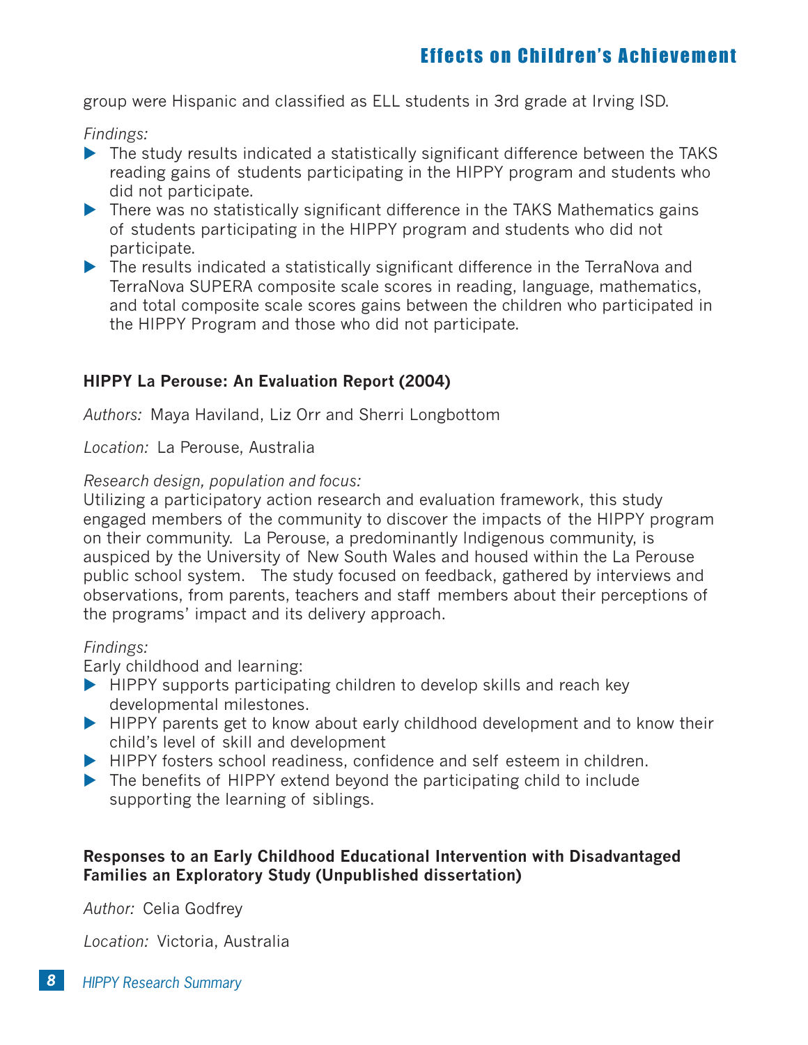group were Hispanic and classified as ELL students in 3rd grade at Irving ISD.

*Findings:*

- The study results indicated a statistically significant difference between the TAKS reading gains of students participating in the HIPPY program and students who did not participate.
- There was no statistically significant difference in the TAKS Mathematics gains of students participating in the HIPPY program and students who did not participate.
- The results indicated a statistically significant difference in the TerraNova and TerraNova SUPERA composite scale scores in reading, language, mathematics, and total composite scale scores gains between the children who participated in the HIPPY Program and those who did not participate.

**HIPPY La Perouse: An Evaluation Report (2004)**

*Authors:* Maya Haviland, Liz Orr and Sherri Longbottom

*Location:* La Perouse, Australia

*Research design, population and focus:*

Utilizing a participatory action research and evaluation framework, this study engaged members of the community to discover the impacts of the HIPPY program on their community. La Perouse, a predominantly Indigenous community, is auspiced by the University of New South Wales and housed within the La Perouse public school system. The study focused on feedback, gathered by interviews and observations, from parents, teachers and staff members about their perceptions of the programs' impact and its delivery approach.

*Findings:*

Early childhood and learning:

- HIPPY supports participating children to develop skills and reach key developmental milestones.
- HIPPY parents get to know about early childhood development and to know their child's level of skill and development
- HIPPY fosters school readiness, confidence and self esteem in children.
- The benefits of HIPPY extend beyond the participating child to include supporting the learning of siblings.

**Responses to an Early Childhood Educational Intervention with Disadvantaged Families an Exploratory Study (Unpublished dissertation)**

*Author:* Celia Godfrey

*Location:* Victoria, Australia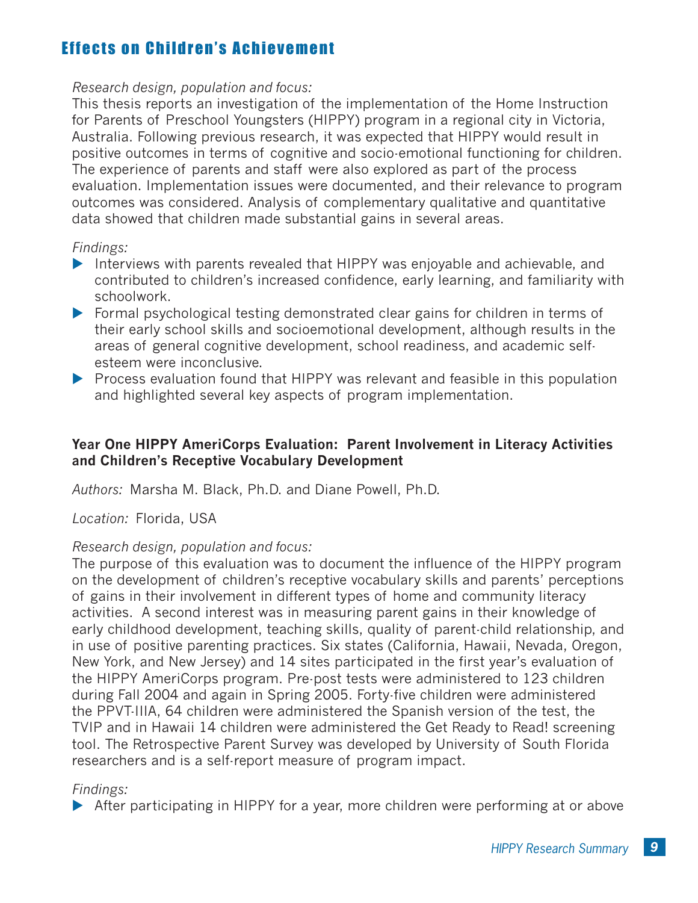## Effects on Children's Achievement

*Research design, population and focus:*
This thesis reports an investigation of the implementation of the Home Instruction for Parents of Preschool Youngsters (HIPPY) program in a regional city in Victoria, Australia. Following previous research, it was expected that HIPPY would result in positive outcomes in terms of cognitive and socio-emotional functioning for children. The experience of parents and staff were also explored as part of the process evaluation. Implementation issues were documented, and their relevance to program outcomes was considered. Analysis of complementary qualitative and quantitative data showed that children made substantial gains in several areas.

*Findings:*

- Interviews with parents revealed that HIPPY was enjoyable and achievable, and contributed to children's increased confidence, early learning, and familiarity with schoolwork.
- Formal psychological testing demonstrated clear gains for children in terms of their early school skills and socioemotional development, although results in the areas of general cognitive development, school readiness, and academic self-esteem were inconclusive.
- Process evaluation found that HIPPY was relevant and feasible in this population and highlighted several key aspects of program implementation.

**Year One HIPPY AmeriCorps Evaluation: Parent Involvement in Literacy Activities and Children's Receptive Vocabulary Development**

*Authors:* Marsha M. Black, Ph.D. and Diane Powell, Ph.D.

*Location:* Florida, USA

*Research design, population and focus:*
The purpose of this evaluation was to document the influence of the HIPPY program on the development of children's receptive vocabulary skills and parents' perceptions of gains in their involvement in different types of home and community literacy activities. A second interest was in measuring parent gains in their knowledge of early childhood development, teaching skills, quality of parent-child relationship, and in use of positive parenting practices. Six states (California, Hawaii, Nevada, Oregon, New York, and New Jersey) and 14 sites participated in the first year's evaluation of the HIPPY AmeriCorps program. Pre-post tests were administered to 123 children during Fall 2004 and again in Spring 2005. Forty-five children were administered the PPVT-IIIA, 64 children were administered the Spanish version of the test, the TVIP and in Hawaii 14 children were administered the Get Ready to Read! screening tool. The Retrospective Parent Survey was developed by University of South Florida researchers and is a self-report measure of program impact.

*Findings:*

- After participating in HIPPY for a year, more children were performing at or above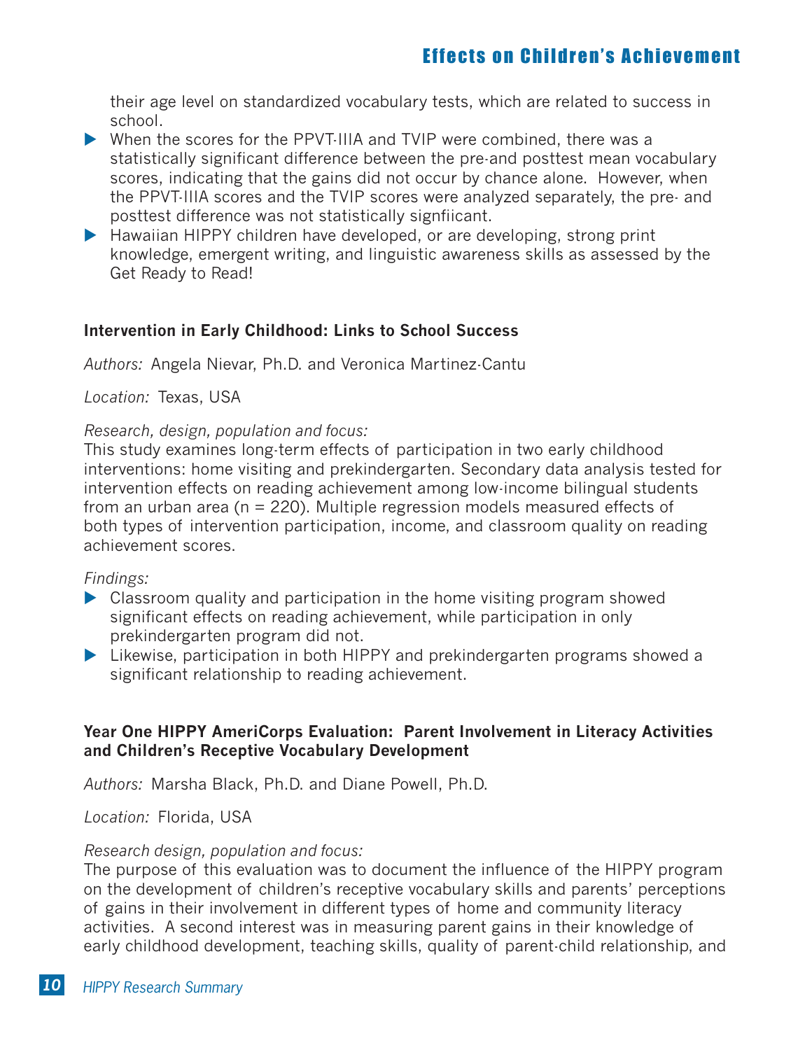their age level on standardized vocabulary tests, which are related to success in school.

- When the scores for the PPVT-IIIA and TVIP were combined, there was a statistically significant difference between the pre-and posttest mean vocabulary scores, indicating that the gains did not occur by chance alone. However, when the PPVT-IIIA scores and the TVIP scores were analyzed separately, the pre- and posttest difference was not statistically signfiicant.
- Hawaiian HIPPY children have developed, or are developing, strong print knowledge, emergent writing, and linguistic awareness skills as assessed by the Get Ready to Read!

### Intervention in Early Childhood: Links to School Success

*Authors:* Angela Nievar, Ph.D. and Veronica Martinez-Cantu

*Location:* Texas, USA

*Research, design, population and focus:*
This study examines long-term effects of participation in two early childhood interventions: home visiting and prekindergarten. Secondary data analysis tested for intervention effects on reading achievement among low-income bilingual students from an urban area (n = 220). Multiple regression models measured effects of both types of intervention participation, income, and classroom quality on reading achievement scores.

*Findings:*

- Classroom quality and participation in the home visiting program showed significant effects on reading achievement, while participation in only prekindergarten program did not.
- Likewise, participation in both HIPPY and prekindergarten programs showed a significant relationship to reading achievement.

### Year One HIPPY AmeriCorps Evaluation: Parent Involvement in Literacy Activities and Children's Receptive Vocabulary Development

*Authors:* Marsha Black, Ph.D. and Diane Powell, Ph.D.

*Location:* Florida, USA

*Research design, population and focus:*
The purpose of this evaluation was to document the influence of the HIPPY program on the development of children's receptive vocabulary skills and parents' perceptions of gains in their involvement in different types of home and community literacy activities. A second interest was in measuring parent gains in their knowledge of early childhood development, teaching skills, quality of parent-child relationship, and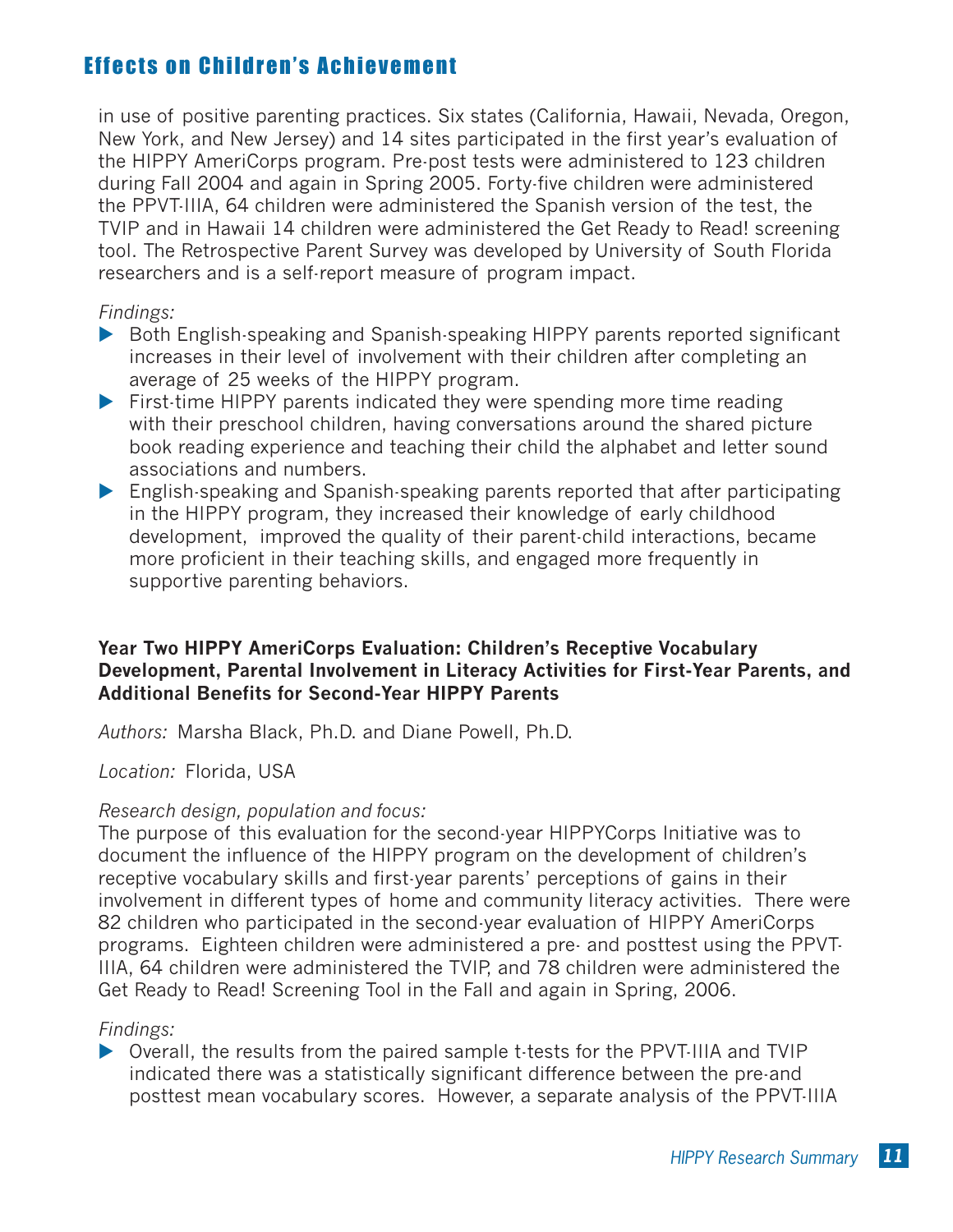in use of positive parenting practices. Six states (California, Hawaii, Nevada, Oregon, New York, and New Jersey) and 14 sites participated in the first year's evaluation of the HIPPY AmeriCorps program. Pre-post tests were administered to 123 children during Fall 2004 and again in Spring 2005. Forty-five children were administered the PPVT-IIIA, 64 children were administered the Spanish version of the test, the TVIP and in Hawaii 14 children were administered the Get Ready to Read! screening tool. The Retrospective Parent Survey was developed by University of South Florida researchers and is a self-report measure of program impact.

*Findings:*

- Both English-speaking and Spanish-speaking HIPPY parents reported significant increases in their level of involvement with their children after completing an average of 25 weeks of the HIPPY program.
- First-time HIPPY parents indicated they were spending more time reading with their preschool children, having conversations around the shared picture book reading experience and teaching their child the alphabet and letter sound associations and numbers.
- English-speaking and Spanish-speaking parents reported that after participating in the HIPPY program, they increased their knowledge of early childhood development, improved the quality of their parent-child interactions, became more proficient in their teaching skills, and engaged more frequently in supportive parenting behaviors.

**Year Two HIPPY AmeriCorps Evaluation: Children's Receptive Vocabulary Development, Parental Involvement in Literacy Activities for First-Year Parents, and Additional Benefits for Second-Year HIPPY Parents**

*Authors:* Marsha Black, Ph.D. and Diane Powell, Ph.D.

*Location:* Florida, USA

*Research design, population and focus:*

The purpose of this evaluation for the second-year HIPPYCorps Initiative was to document the influence of the HIPPY program on the development of children's receptive vocabulary skills and first-year parents' perceptions of gains in their involvement in different types of home and community literacy activities. There were 82 children who participated in the second-year evaluation of HIPPY AmeriCorps programs. Eighteen children were administered a pre- and posttest using the PPVT-IIIA, 64 children were administered the TVIP, and 78 children were administered the Get Ready to Read! Screening Tool in the Fall and again in Spring, 2006.

*Findings:*

- Overall, the results from the paired sample t-tests for the PPVT-IIIA and TVIP indicated there was a statistically significant difference between the pre-and posttest mean vocabulary scores. However, a separate analysis of the PPVT-IIIA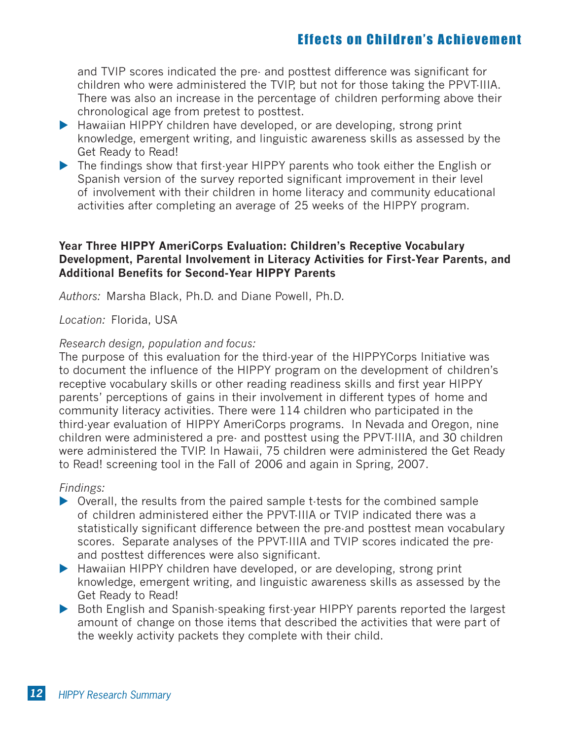and TVIP scores indicated the pre- and posttest difference was significant for children who were administered the TVIP, but not for those taking the PPVT-IIIA. There was also an increase in the percentage of children performing above their chronological age from pretest to posttest.

- Hawaiian HIPPY children have developed, or are developing, strong print knowledge, emergent writing, and linguistic awareness skills as assessed by the Get Ready to Read!
- The findings show that first-year HIPPY parents who took either the English or Spanish version of the survey reported significant improvement in their level of involvement with their children in home literacy and community educational activities after completing an average of 25 weeks of the HIPPY program.

**Year Three HIPPY AmeriCorps Evaluation: Children's Receptive Vocabulary Development, Parental Involvement in Literacy Activities for First-Year Parents, and Additional Benefits for Second-Year HIPPY Parents**

*Authors:* Marsha Black, Ph.D. and Diane Powell, Ph.D.

*Location:* Florida, USA

*Research design, population and focus:*
The purpose of this evaluation for the third-year of the HIPPYCorps Initiative was to document the influence of the HIPPY program on the development of children's receptive vocabulary skills or other reading readiness skills and first year HIPPY parents' perceptions of gains in their involvement in different types of home and community literacy activities. There were 114 children who participated in the third-year evaluation of HIPPY AmeriCorps programs. In Nevada and Oregon, nine children were administered a pre- and posttest using the PPVT-IIIA, and 30 children were administered the TVIP. In Hawaii, 75 children were administered the Get Ready to Read! screening tool in the Fall of 2006 and again in Spring, 2007.

*Findings:*

- Overall, the results from the paired sample t-tests for the combined sample of children administered either the PPVT-IIIA or TVIP indicated there was a statistically significant difference between the pre-and posttest mean vocabulary scores. Separate analyses of the PPVT-IIIA and TVIP scores indicated the pre- and posttest differences were also significant.
- Hawaiian HIPPY children have developed, or are developing, strong print knowledge, emergent writing, and linguistic awareness skills as assessed by the Get Ready to Read!
- Both English and Spanish-speaking first-year HIPPY parents reported the largest amount of change on those items that described the activities that were part of the weekly activity packets they complete with their child.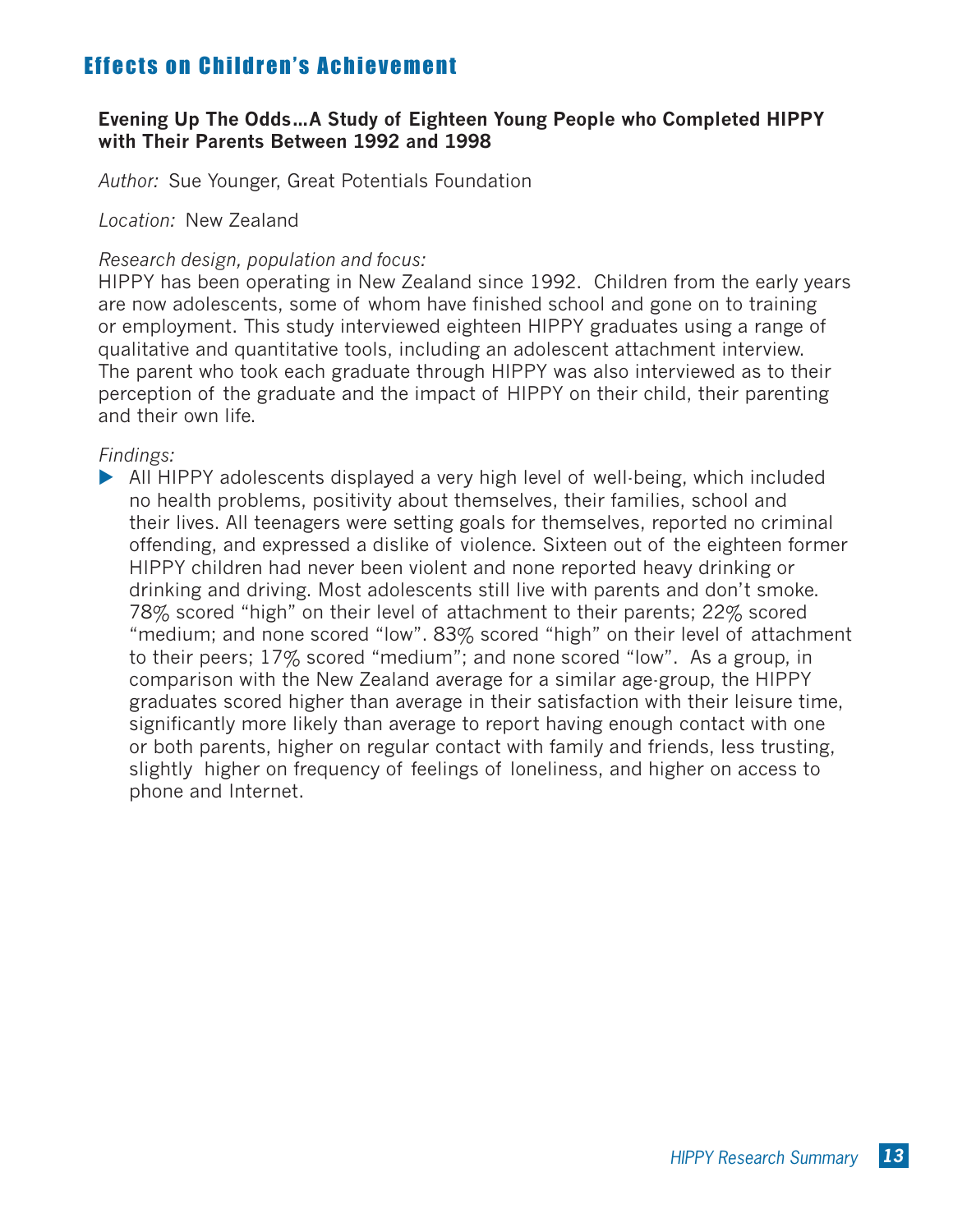## Effects on Children's Achievement

### Evening Up The Odds…A Study of Eighteen Young People who Completed HIPPY with Their Parents Between 1992 and 1998

*Author:* Sue Younger, Great Potentials Foundation

*Location:* New Zealand

*Research design, population and focus:*
HIPPY has been operating in New Zealand since 1992. Children from the early years are now adolescents, some of whom have finished school and gone on to training or employment. This study interviewed eighteen HIPPY graduates using a range of qualitative and quantitative tools, including an adolescent attachment interview. The parent who took each graduate through HIPPY was also interviewed as to their perception of the graduate and the impact of HIPPY on their child, their parenting and their own life.

*Findings:*

- All HIPPY adolescents displayed a very high level of well-being, which included no health problems, positivity about themselves, their families, school and their lives. All teenagers were setting goals for themselves, reported no criminal offending, and expressed a dislike of violence. Sixteen out of the eighteen former HIPPY children had never been violent and none reported heavy drinking or drinking and driving. Most adolescents still live with parents and don't smoke. 78% scored "high" on their level of attachment to their parents; 22% scored "medium; and none scored "low". 83% scored "high" on their level of attachment to their peers; 17% scored "medium"; and none scored "low". As a group, in comparison with the New Zealand average for a similar age-group, the HIPPY graduates scored higher than average in their satisfaction with their leisure time, significantly more likely than average to report having enough contact with one or both parents, higher on regular contact with family and friends, less trusting, slightly higher on frequency of feelings of loneliness, and higher on access to phone and Internet.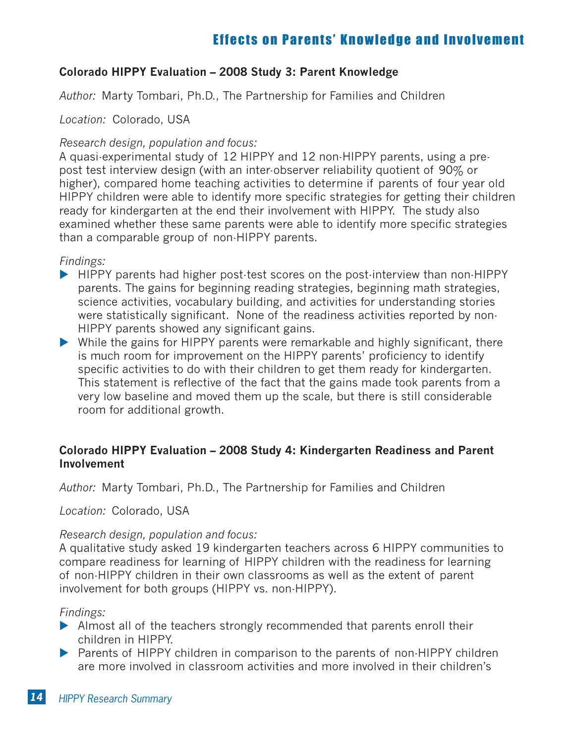## Effects on Parents' Knowledge and Involvement

### Colorado HIPPY Evaluation – 2008 Study 3: Parent Knowledge

*Author:* Marty Tombari, Ph.D., The Partnership for Families and Children

*Location:* Colorado, USA

*Research design, population and focus:*

A quasi-experimental study of 12 HIPPY and 12 non-HIPPY parents, using a pre-post test interview design (with an inter-observer reliability quotient of 90% or higher), compared home teaching activities to determine if parents of four year old HIPPY children were able to identify more specific strategies for getting their children ready for kindergarten at the end their involvement with HIPPY. The study also examined whether these same parents were able to identify more specific strategies than a comparable group of non-HIPPY parents.

*Findings:*

- HIPPY parents had higher post-test scores on the post-interview than non-HIPPY parents. The gains for beginning reading strategies, beginning math strategies, science activities, vocabulary building, and activities for understanding stories were statistically significant. None of the readiness activities reported by non-HIPPY parents showed any significant gains.
- While the gains for HIPPY parents were remarkable and highly significant, there is much room for improvement on the HIPPY parents' proficiency to identify specific activities to do with their children to get them ready for kindergarten. This statement is reflective of the fact that the gains made took parents from a very low baseline and moved them up the scale, but there is still considerable room for additional growth.

### Colorado HIPPY Evaluation – 2008 Study 4: Kindergarten Readiness and Parent Involvement

*Author:* Marty Tombari, Ph.D., The Partnership for Families and Children

*Location:* Colorado, USA

*Research design, population and focus:*

A qualitative study asked 19 kindergarten teachers across 6 HIPPY communities to compare readiness for learning of HIPPY children with the readiness for learning of non-HIPPY children in their own classrooms as well as the extent of parent involvement for both groups (HIPPY vs. non-HIPPY).

*Findings:*

- Almost all of the teachers strongly recommended that parents enroll their children in HIPPY.
- Parents of HIPPY children in comparison to the parents of non-HIPPY children are more involved in classroom activities and more involved in their children's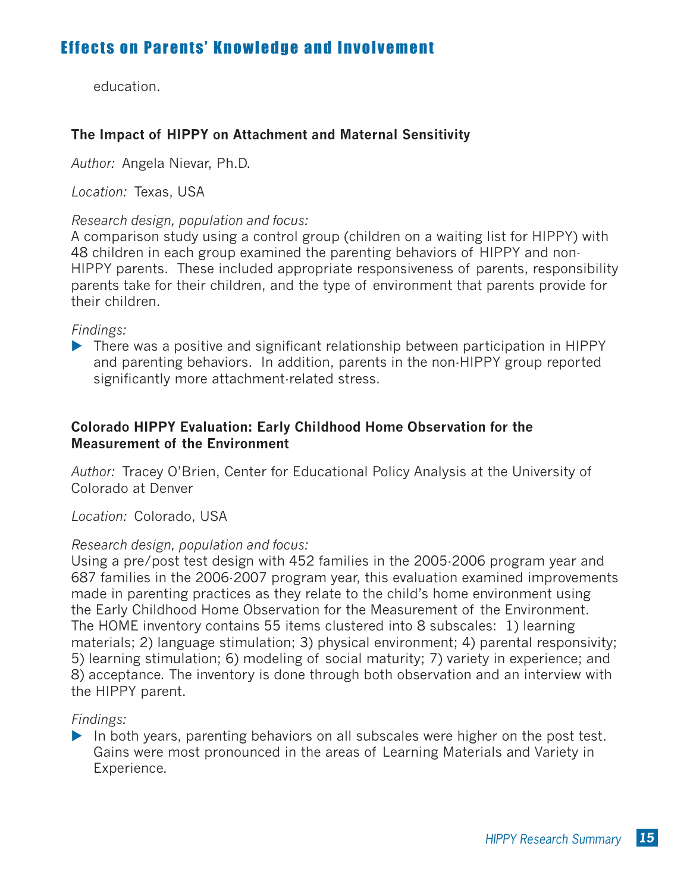education.

### The Impact of HIPPY on Attachment and Maternal Sensitivity

*Author:* Angela Nievar, Ph.D.

*Location:* Texas, USA

*Research design, population and focus:*
A comparison study using a control group (children on a waiting list for HIPPY) with 48 children in each group examined the parenting behaviors of HIPPY and non-HIPPY parents. These included appropriate responsiveness of parents, responsibility parents take for their children, and the type of environment that parents provide for their children.

*Findings:*

- There was a positive and significant relationship between participation in HIPPY and parenting behaviors. In addition, parents in the non-HIPPY group reported significantly more attachment-related stress.

### Colorado HIPPY Evaluation: Early Childhood Home Observation for the Measurement of the Environment

*Author:* Tracey O'Brien, Center for Educational Policy Analysis at the University of Colorado at Denver

*Location:* Colorado, USA

*Research design, population and focus:*
Using a pre/post test design with 452 families in the 2005-2006 program year and 687 families in the 2006-2007 program year, this evaluation examined improvements made in parenting practices as they relate to the child's home environment using the Early Childhood Home Observation for the Measurement of the Environment. The HOME inventory contains 55 items clustered into 8 subscales: 1) learning materials; 2) language stimulation; 3) physical environment; 4) parental responsivity; 5) learning stimulation; 6) modeling of social maturity; 7) variety in experience; and 8) acceptance. The inventory is done through both observation and an interview with the HIPPY parent.

*Findings:*

- In both years, parenting behaviors on all subscales were higher on the post test. Gains were most pronounced in the areas of Learning Materials and Variety in Experience.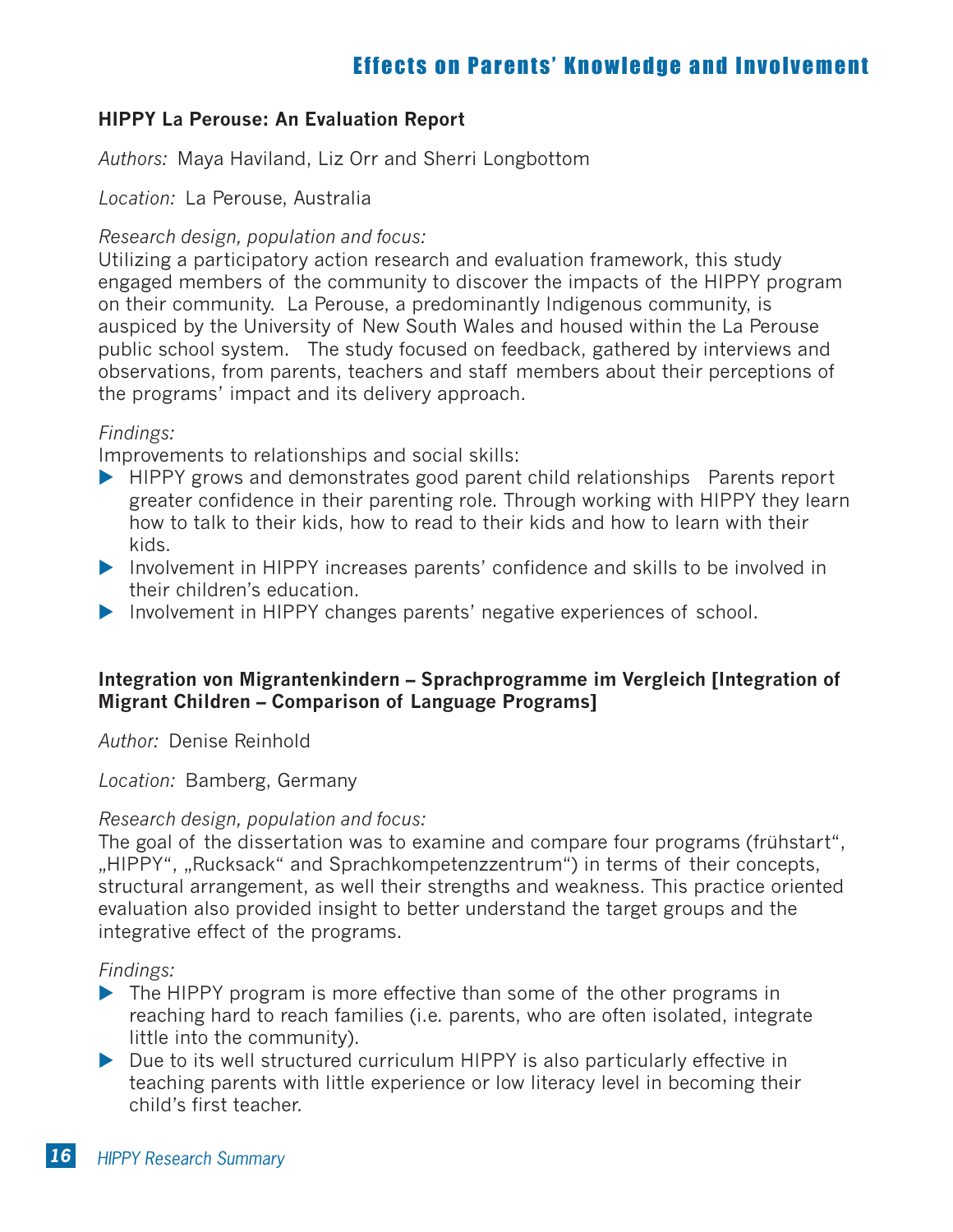## Effects on Parents' Knowledge and Involvement

**HIPPY La Perouse: An Evaluation Report**

*Authors:* Maya Haviland, Liz Orr and Sherri Longbottom

*Location:* La Perouse, Australia

*Research design, population and focus:*
Utilizing a participatory action research and evaluation framework, this study engaged members of the community to discover the impacts of the HIPPY program on their community. La Perouse, a predominantly Indigenous community, is auspiced by the University of New South Wales and housed within the La Perouse public school system. The study focused on feedback, gathered by interviews and observations, from parents, teachers and staff members about their perceptions of the programs' impact and its delivery approach.

*Findings:*
Improvements to relationships and social skills:

- HIPPY grows and demonstrates good parent child relationships Parents report greater confidence in their parenting role. Through working with HIPPY they learn how to talk to their kids, how to read to their kids and how to learn with their kids.
- Involvement in HIPPY increases parents' confidence and skills to be involved in their children's education.
- Involvement in HIPPY changes parents' negative experiences of school.

**Integration von Migrantenkindern – Sprachprogramme im Vergleich [Integration of Migrant Children – Comparison of Language Programs]**

*Author:* Denise Reinhold

*Location:* Bamberg, Germany

*Research design, population and focus:*
The goal of the dissertation was to examine and compare four programs (frühstart", „HIPPY", „Rucksack" and Sprachkompetenzzentrum") in terms of their concepts, structural arrangement, as well their strengths and weakness. This practice oriented evaluation also provided insight to better understand the target groups and the integrative effect of the programs.

*Findings:*

- The HIPPY program is more effective than some of the other programs in reaching hard to reach families (i.e. parents, who are often isolated, integrate little into the community).
- Due to its well structured curriculum HIPPY is also particularly effective in teaching parents with little experience or low literacy level in becoming their child's first teacher.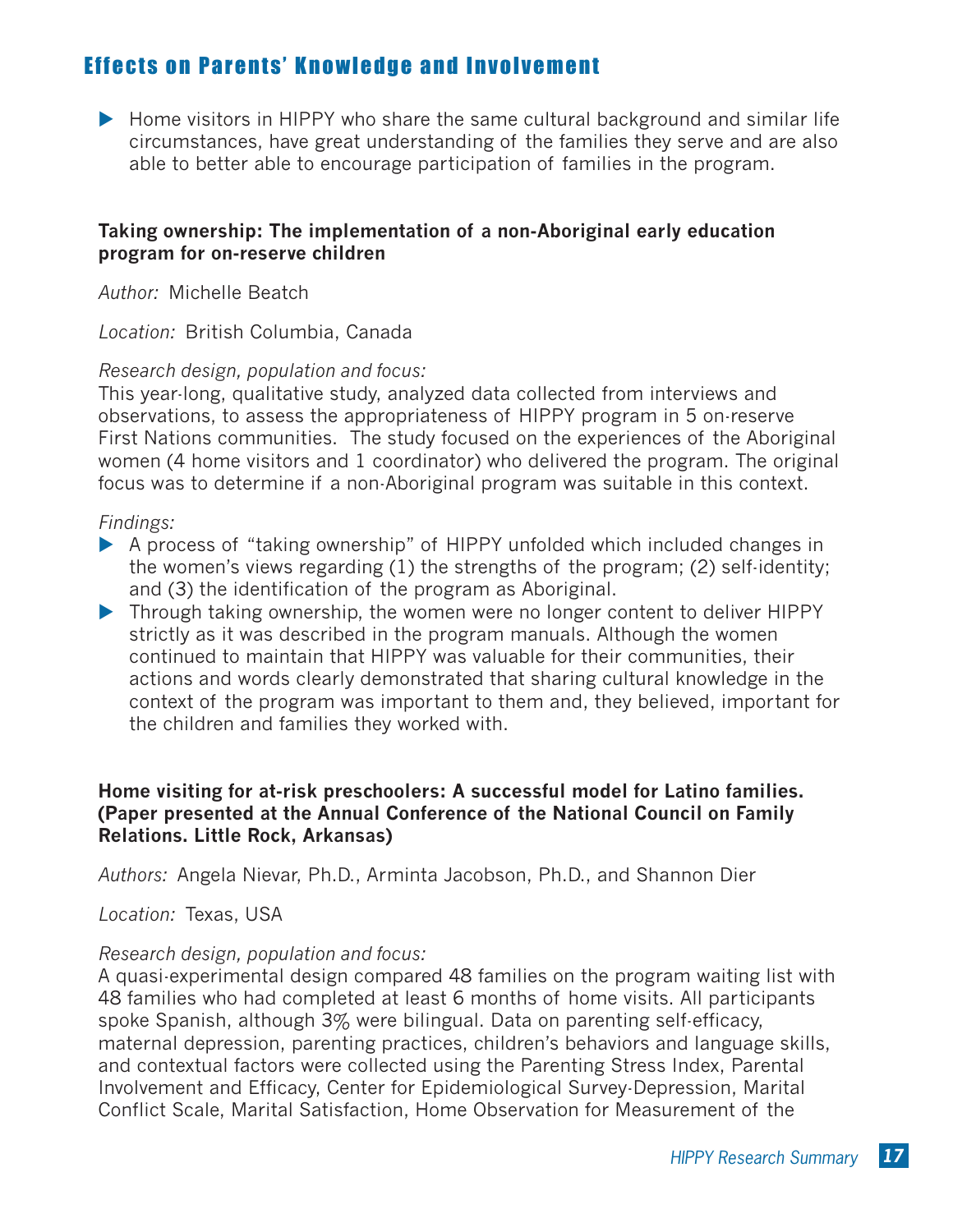## Effects on Parents' Knowledge and Involvement

- Home visitors in HIPPY who share the same cultural background and similar life circumstances, have great understanding of the families they serve and are also able to better able to encourage participation of families in the program.

**Taking ownership: The implementation of a non-Aboriginal early education program for on-reserve children**

*Author:* Michelle Beatch

*Location:* British Columbia, Canada

*Research design, population and focus:*
This year-long, qualitative study, analyzed data collected from interviews and observations, to assess the appropriateness of HIPPY program in 5 on-reserve First Nations communities. The study focused on the experiences of the Aboriginal women (4 home visitors and 1 coordinator) who delivered the program. The original focus was to determine if a non-Aboriginal program was suitable in this context.

*Findings:*

- A process of "taking ownership" of HIPPY unfolded which included changes in the women's views regarding (1) the strengths of the program; (2) self-identity; and (3) the identification of the program as Aboriginal.
- Through taking ownership, the women were no longer content to deliver HIPPY strictly as it was described in the program manuals. Although the women continued to maintain that HIPPY was valuable for their communities, their actions and words clearly demonstrated that sharing cultural knowledge in the context of the program was important to them and, they believed, important for the children and families they worked with.

**Home visiting for at-risk preschoolers: A successful model for Latino families. (Paper presented at the Annual Conference of the National Council on Family Relations. Little Rock, Arkansas)**

*Authors:* Angela Nievar, Ph.D., Arminta Jacobson, Ph.D., and Shannon Dier

*Location:* Texas, USA

*Research design, population and focus:*
A quasi-experimental design compared 48 families on the program waiting list with 48 families who had completed at least 6 months of home visits. All participants spoke Spanish, although 3% were bilingual. Data on parenting self-efficacy, maternal depression, parenting practices, children's behaviors and language skills, and contextual factors were collected using the Parenting Stress Index, Parental Involvement and Efficacy, Center for Epidemiological Survey-Depression, Marital Conflict Scale, Marital Satisfaction, Home Observation for Measurement of the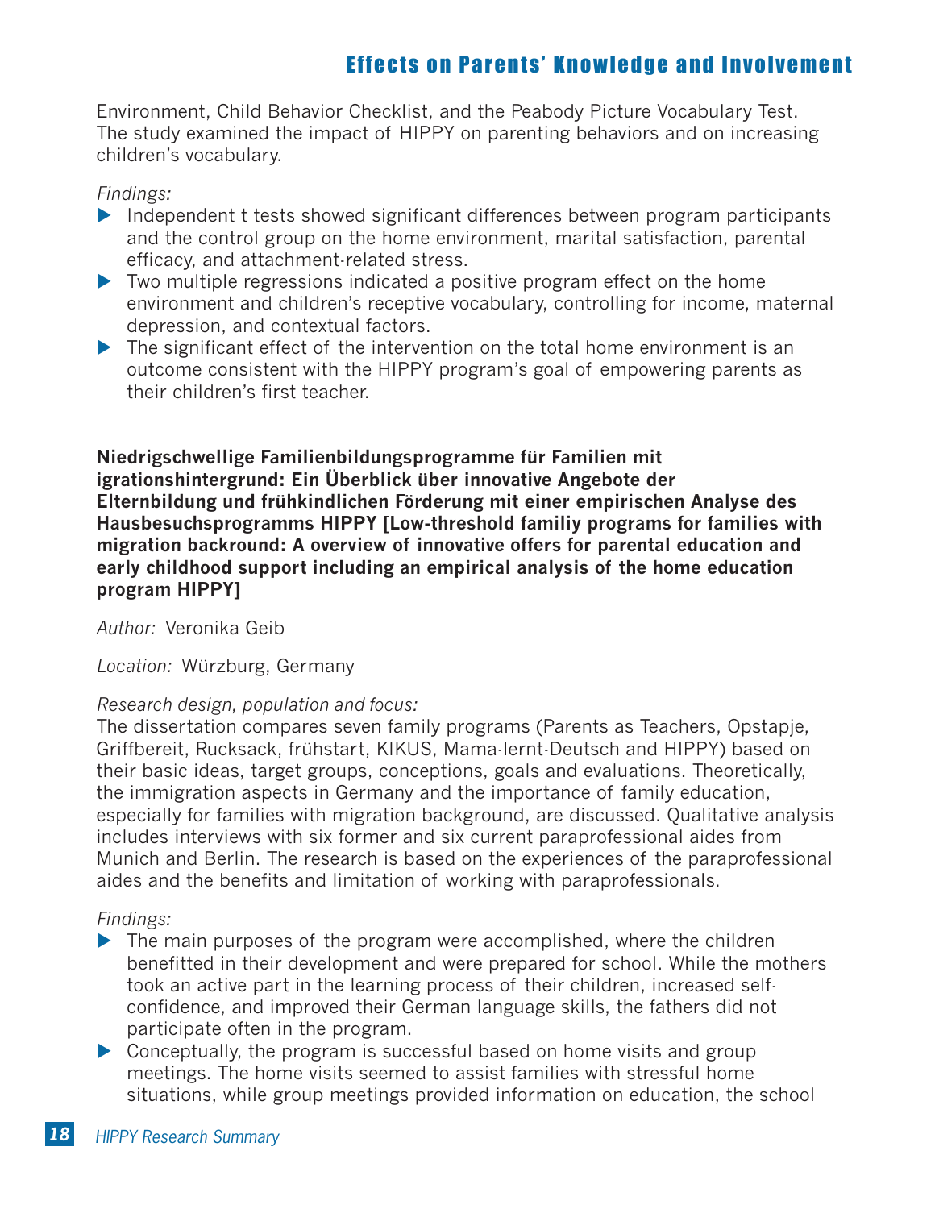Environment, Child Behavior Checklist, and the Peabody Picture Vocabulary Test. The study examined the impact of HIPPY on parenting behaviors and on increasing children's vocabulary.

*Findings:*

- Independent t tests showed significant differences between program participants and the control group on the home environment, marital satisfaction, parental efficacy, and attachment-related stress.
- Two multiple regressions indicated a positive program effect on the home environment and children's receptive vocabulary, controlling for income, maternal depression, and contextual factors.
- The significant effect of the intervention on the total home environment is an outcome consistent with the HIPPY program's goal of empowering parents as their children's first teacher.

**Niedrigschwellige Familienbildungsprogramme für Familien mit igrationshintergrund: Ein Überblick über innovative Angebote der Elternbildung und frühkindlichen Förderung mit einer empirischen Analyse des Hausbesuchsprogramms HIPPY [Low-threshold familiy programs for families with migration backround: A overview of innovative offers for parental education and early childhood support including an empirical analysis of the home education program HIPPY]**

*Author:* Veronika Geib

*Location:* Würzburg, Germany

*Research design, population and focus:*

The dissertation compares seven family programs (Parents as Teachers, Opstapje, Griffbereit, Rucksack, frühstart, KIKUS, Mama-lernt-Deutsch and HIPPY) based on their basic ideas, target groups, conceptions, goals and evaluations. Theoretically, the immigration aspects in Germany and the importance of family education, especially for families with migration background, are discussed. Qualitative analysis includes interviews with six former and six current paraprofessional aides from Munich and Berlin. The research is based on the experiences of the paraprofessional aides and the benefits and limitation of working with paraprofessionals.

*Findings:*

- The main purposes of the program were accomplished, where the children benefitted in their development and were prepared for school. While the mothers took an active part in the learning process of their children, increased self-confidence, and improved their German language skills, the fathers did not participate often in the program.
- Conceptually, the program is successful based on home visits and group meetings. The home visits seemed to assist families with stressful home situations, while group meetings provided information on education, the school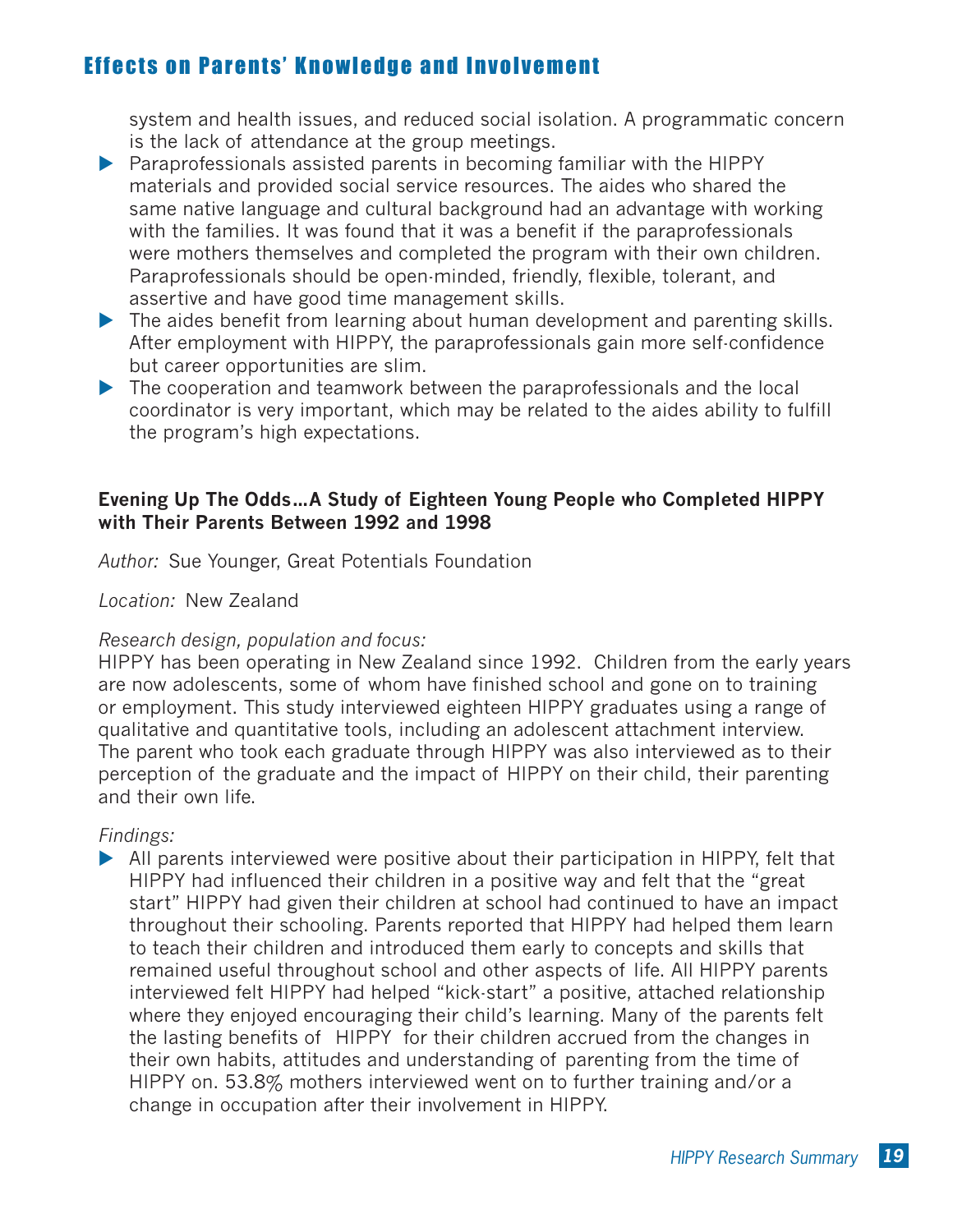system and health issues, and reduced social isolation. A programmatic concern is the lack of attendance at the group meetings.

- Paraprofessionals assisted parents in becoming familiar with the HIPPY materials and provided social service resources. The aides who shared the same native language and cultural background had an advantage with working with the families. It was found that it was a benefit if the paraprofessionals were mothers themselves and completed the program with their own children. Paraprofessionals should be open-minded, friendly, flexible, tolerant, and assertive and have good time management skills.
- The aides benefit from learning about human development and parenting skills. After employment with HIPPY, the paraprofessionals gain more self-confidence but career opportunities are slim.
- The cooperation and teamwork between the paraprofessionals and the local coordinator is very important, which may be related to the aides ability to fulfill the program's high expectations.

**Evening Up The Odds…A Study of Eighteen Young People who Completed HIPPY with Their Parents Between 1992 and 1998**

*Author:* Sue Younger, Great Potentials Foundation

*Location:* New Zealand

*Research design, population and focus:*
HIPPY has been operating in New Zealand since 1992. Children from the early years are now adolescents, some of whom have finished school and gone on to training or employment. This study interviewed eighteen HIPPY graduates using a range of qualitative and quantitative tools, including an adolescent attachment interview. The parent who took each graduate through HIPPY was also interviewed as to their perception of the graduate and the impact of HIPPY on their child, their parenting and their own life.

*Findings:*

- All parents interviewed were positive about their participation in HIPPY, felt that HIPPY had influenced their children in a positive way and felt that the "great start" HIPPY had given their children at school had continued to have an impact throughout their schooling. Parents reported that HIPPY had helped them learn to teach their children and introduced them early to concepts and skills that remained useful throughout school and other aspects of life. All HIPPY parents interviewed felt HIPPY had helped "kick-start" a positive, attached relationship where they enjoyed encouraging their child's learning. Many of the parents felt the lasting benefits of HIPPY for their children accrued from the changes in their own habits, attitudes and understanding of parenting from the time of HIPPY on. 53.8% mothers interviewed went on to further training and/or a change in occupation after their involvement in HIPPY.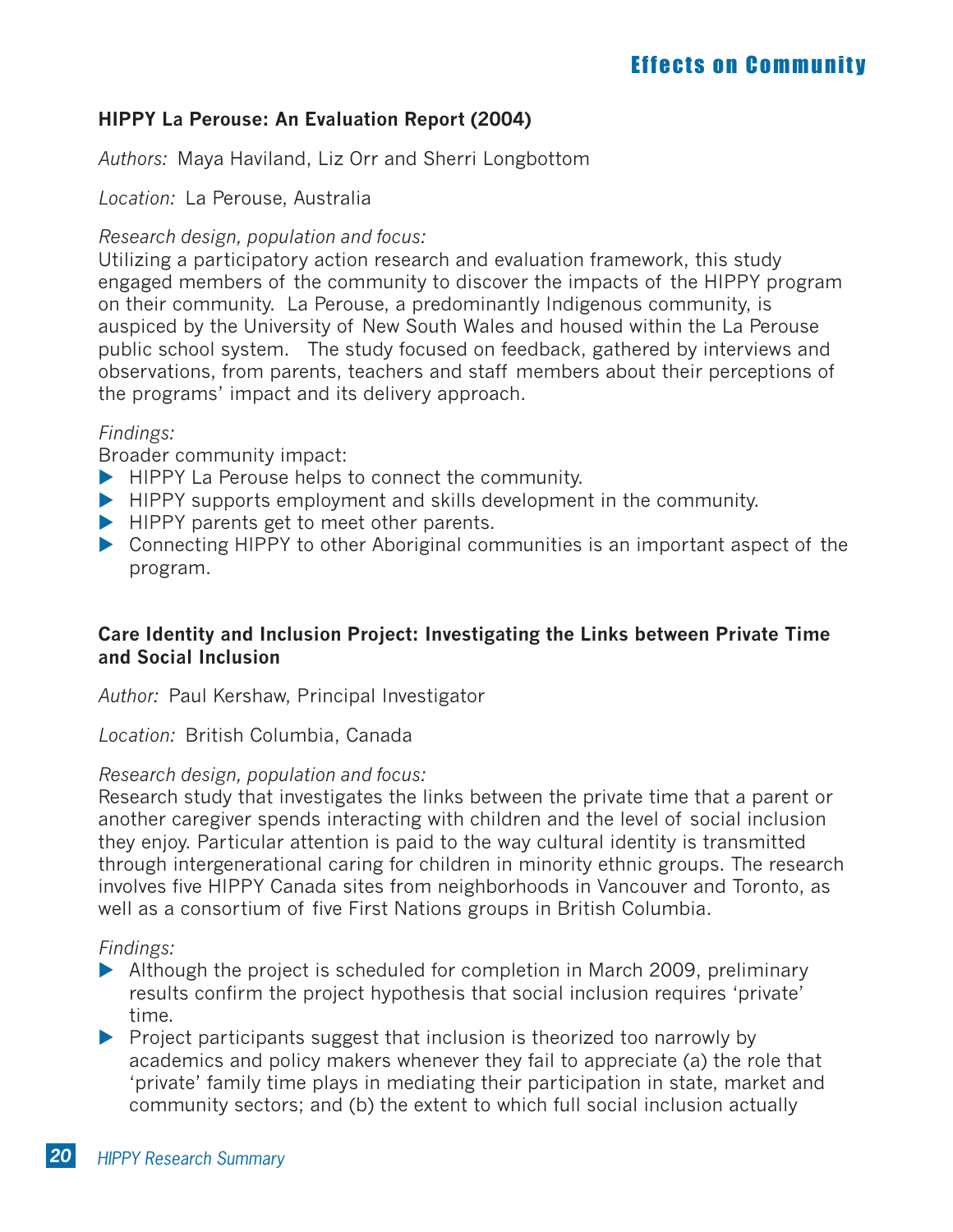## Effects on Community

### HIPPY La Perouse: An Evaluation Report (2004)

*Authors:* Maya Haviland, Liz Orr and Sherri Longbottom

*Location:* La Perouse, Australia

*Research design, population and focus:*
Utilizing a participatory action research and evaluation framework, this study engaged members of the community to discover the impacts of the HIPPY program on their community. La Perouse, a predominantly Indigenous community, is auspiced by the University of New South Wales and housed within the La Perouse public school system. The study focused on feedback, gathered by interviews and observations, from parents, teachers and staff members about their perceptions of the programs' impact and its delivery approach.

*Findings:*
Broader community impact:

- HIPPY La Perouse helps to connect the community.
- HIPPY supports employment and skills development in the community.
- HIPPY parents get to meet other parents.
- Connecting HIPPY to other Aboriginal communities is an important aspect of the program.

### Care Identity and Inclusion Project: Investigating the Links between Private Time and Social Inclusion

*Author:* Paul Kershaw, Principal Investigator

*Location:* British Columbia, Canada

*Research design, population and focus:*
Research study that investigates the links between the private time that a parent or another caregiver spends interacting with children and the level of social inclusion they enjoy. Particular attention is paid to the way cultural identity is transmitted through intergenerational caring for children in minority ethnic groups. The research involves five HIPPY Canada sites from neighborhoods in Vancouver and Toronto, as well as a consortium of five First Nations groups in British Columbia.

*Findings:*

- Although the project is scheduled for completion in March 2009, preliminary results confirm the project hypothesis that social inclusion requires 'private' time.
- Project participants suggest that inclusion is theorized too narrowly by academics and policy makers whenever they fail to appreciate (a) the role that 'private' family time plays in mediating their participation in state, market and community sectors; and (b) the extent to which full social inclusion actually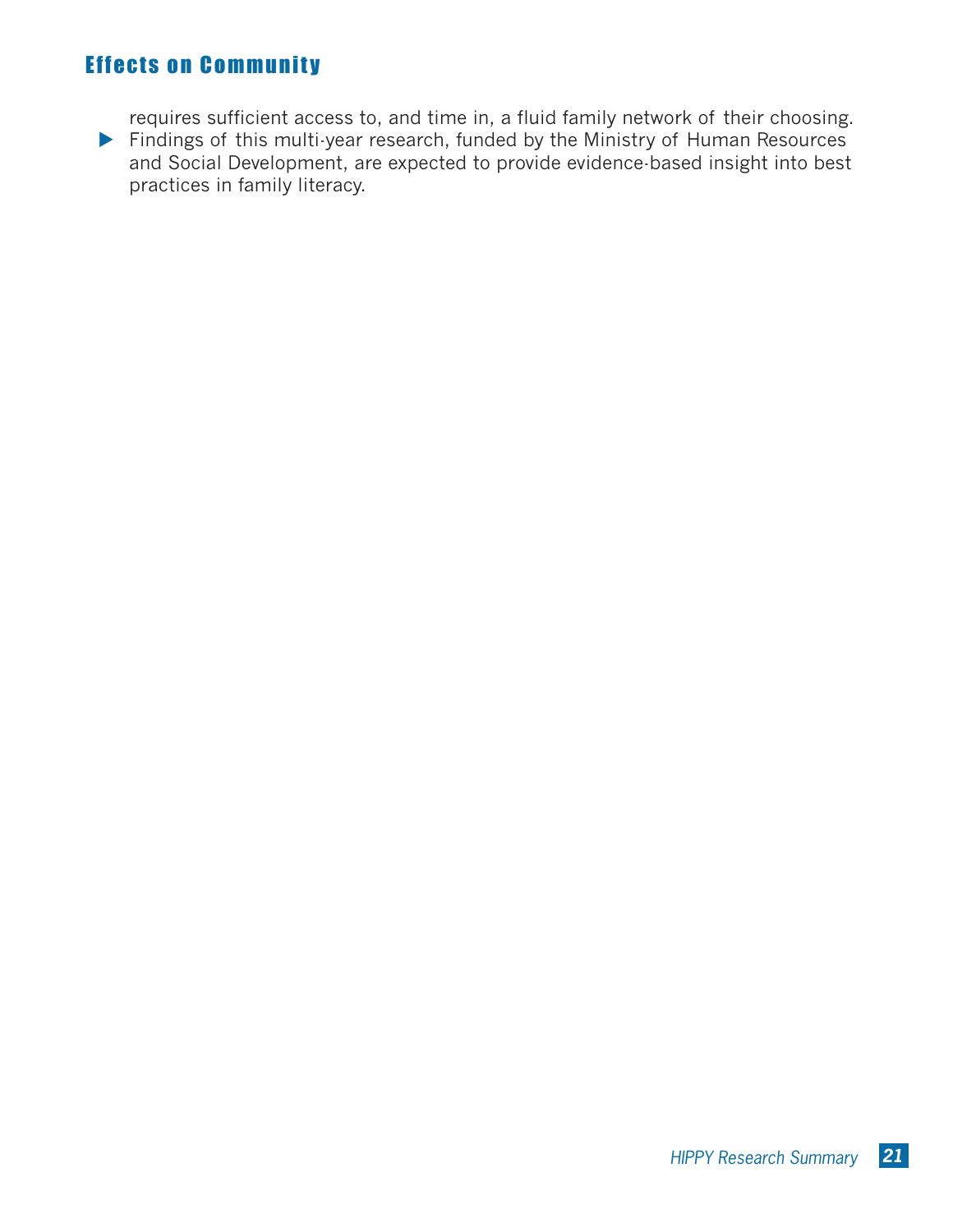## Effects on Community

requires sufficient access to, and time in, a fluid family network of their choosing.

- Findings of this multi-year research, funded by the Ministry of Human Resources and Social Development, are expected to provide evidence-based insight into best practices in family literacy.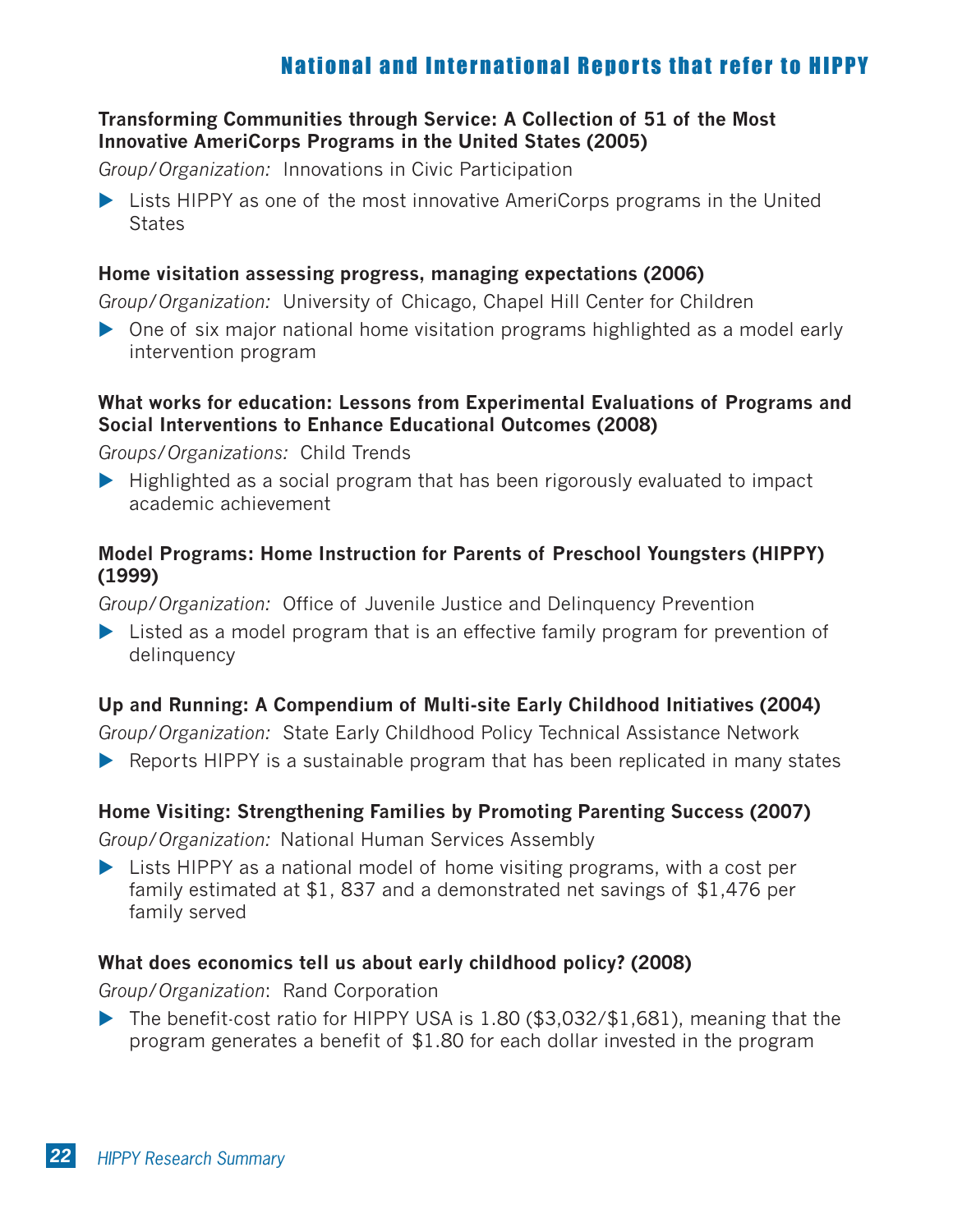## National and International Reports that refer to HIPPY

**Transforming Communities through Service: A Collection of 51 of the Most Innovative AmeriCorps Programs in the United States (2005)**

*Group/Organization:* Innovations in Civic Participation

- Lists HIPPY as one of the most innovative AmeriCorps programs in the United States

**Home visitation assessing progress, managing expectations (2006)**

*Group/Organization:* University of Chicago, Chapel Hill Center for Children

- One of six major national home visitation programs highlighted as a model early intervention program

**What works for education: Lessons from Experimental Evaluations of Programs and Social Interventions to Enhance Educational Outcomes (2008)**

*Groups/Organizations:* Child Trends

- Highlighted as a social program that has been rigorously evaluated to impact academic achievement

**Model Programs: Home Instruction for Parents of Preschool Youngsters (HIPPY) (1999)**

*Group/Organization:* Office of Juvenile Justice and Delinquency Prevention

- Listed as a model program that is an effective family program for prevention of delinquency

**Up and Running: A Compendium of Multi-site Early Childhood Initiatives (2004)**

*Group/Organization:* State Early Childhood Policy Technical Assistance Network

- Reports HIPPY is a sustainable program that has been replicated in many states

**Home Visiting: Strengthening Families by Promoting Parenting Success (2007)**

*Group/Organization:* National Human Services Assembly

- Lists HIPPY as a national model of home visiting programs, with a cost per family estimated at $1, 837 and a demonstrated net savings of $1,476 per family served

**What does economics tell us about early childhood policy? (2008)**

*Group/Organization*: Rand Corporation

- The benefit-cost ratio for HIPPY USA is 1.80 ($3,032/$1,681), meaning that the program generates a benefit of $1.80 for each dollar invested in the program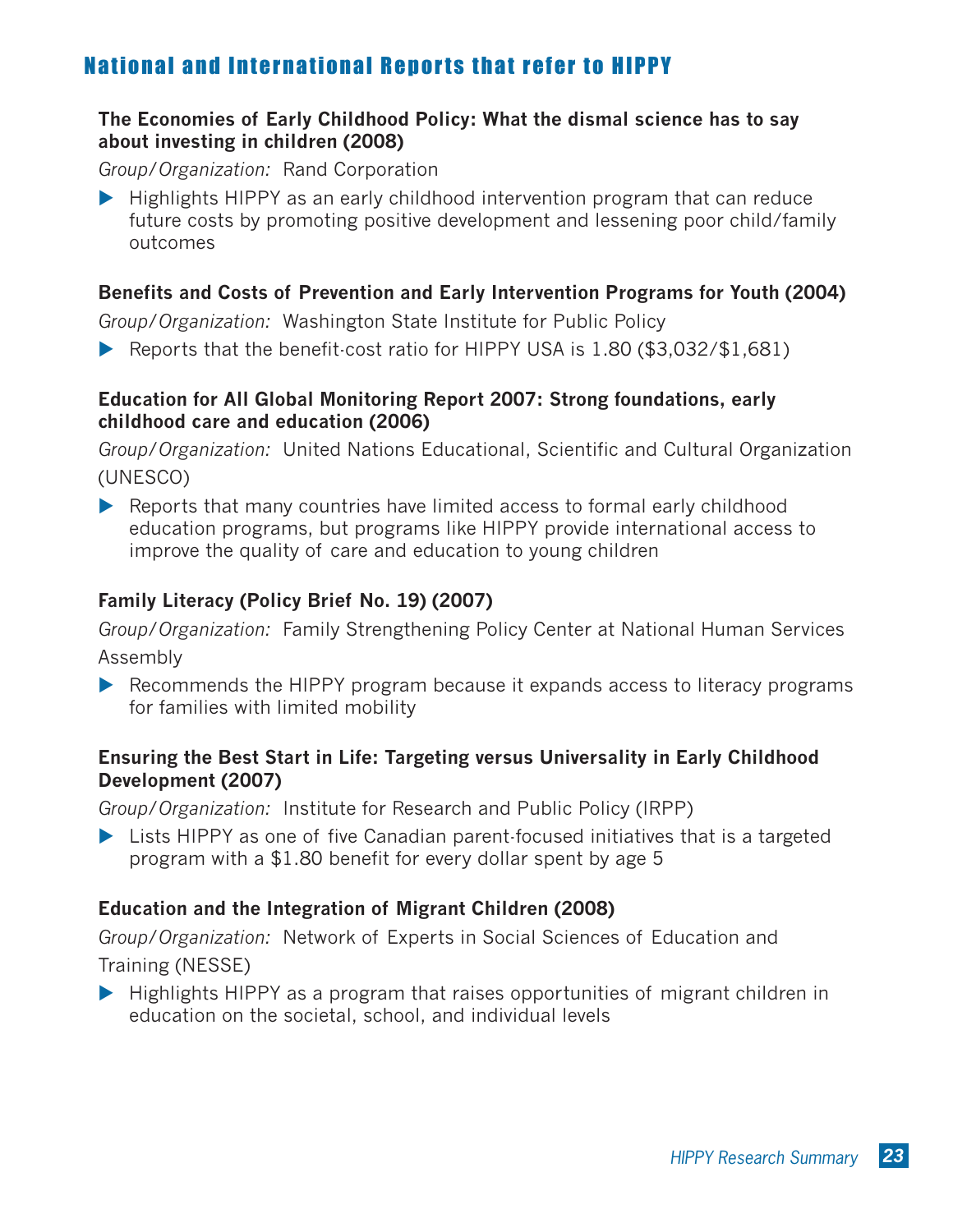## National and International Reports that refer to HIPPY

**The Economies of Early Childhood Policy: What the dismal science has to say about investing in children (2008)**

*Group/Organization:* Rand Corporation

- Highlights HIPPY as an early childhood intervention program that can reduce future costs by promoting positive development and lessening poor child/family outcomes

**Benefits and Costs of Prevention and Early Intervention Programs for Youth (2004)**

*Group/Organization:* Washington State Institute for Public Policy

- Reports that the benefit-cost ratio for HIPPY USA is 1.80 ($3,032/$1,681)

**Education for All Global Monitoring Report 2007: Strong foundations, early childhood care and education (2006)**

*Group/Organization:* United Nations Educational, Scientific and Cultural Organization (UNESCO)

- Reports that many countries have limited access to formal early childhood education programs, but programs like HIPPY provide international access to improve the quality of care and education to young children

**Family Literacy (Policy Brief No. 19) (2007)**

*Group/Organization:* Family Strengthening Policy Center at National Human Services Assembly

- Recommends the HIPPY program because it expands access to literacy programs for families with limited mobility

**Ensuring the Best Start in Life: Targeting versus Universality in Early Childhood Development (2007)**

*Group/Organization:* Institute for Research and Public Policy (IRPP)

- Lists HIPPY as one of five Canadian parent-focused initiatives that is a targeted program with a $1.80 benefit for every dollar spent by age 5

**Education and the Integration of Migrant Children (2008)**

*Group/Organization:* Network of Experts in Social Sciences of Education and Training (NESSE)

- Highlights HIPPY as a program that raises opportunities of migrant children in education on the societal, school, and individual levels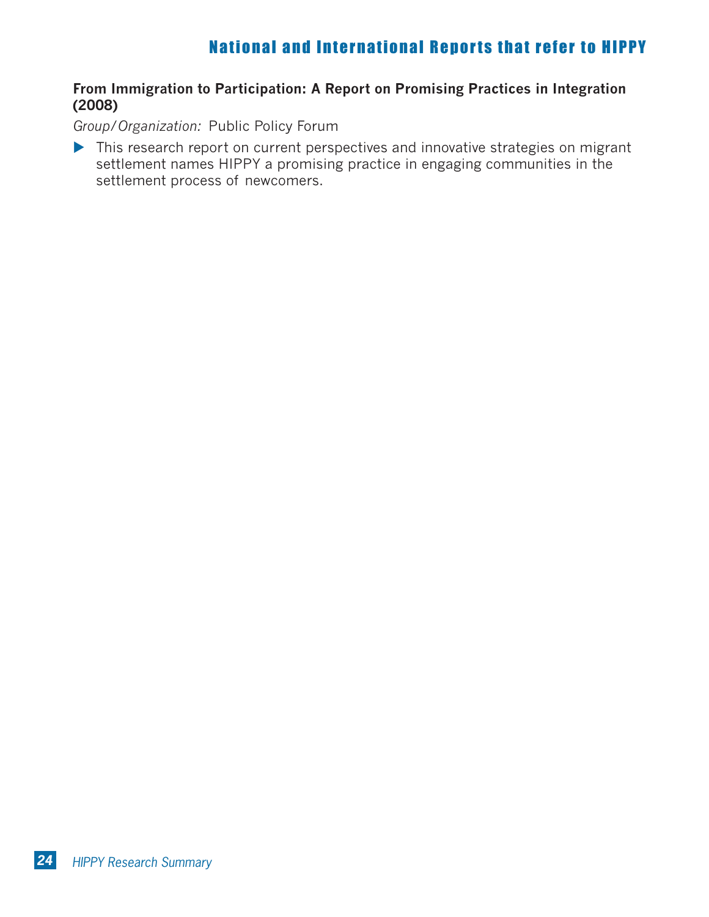## National and International Reports that refer to HIPPY

**From Immigration to Participation: A Report on Promising Practices in Integration (2008)**

*Group/Organization:* Public Policy Forum

- This research report on current perspectives and innovative strategies on migrant settlement names HIPPY a promising practice in engaging communities in the settlement process of newcomers.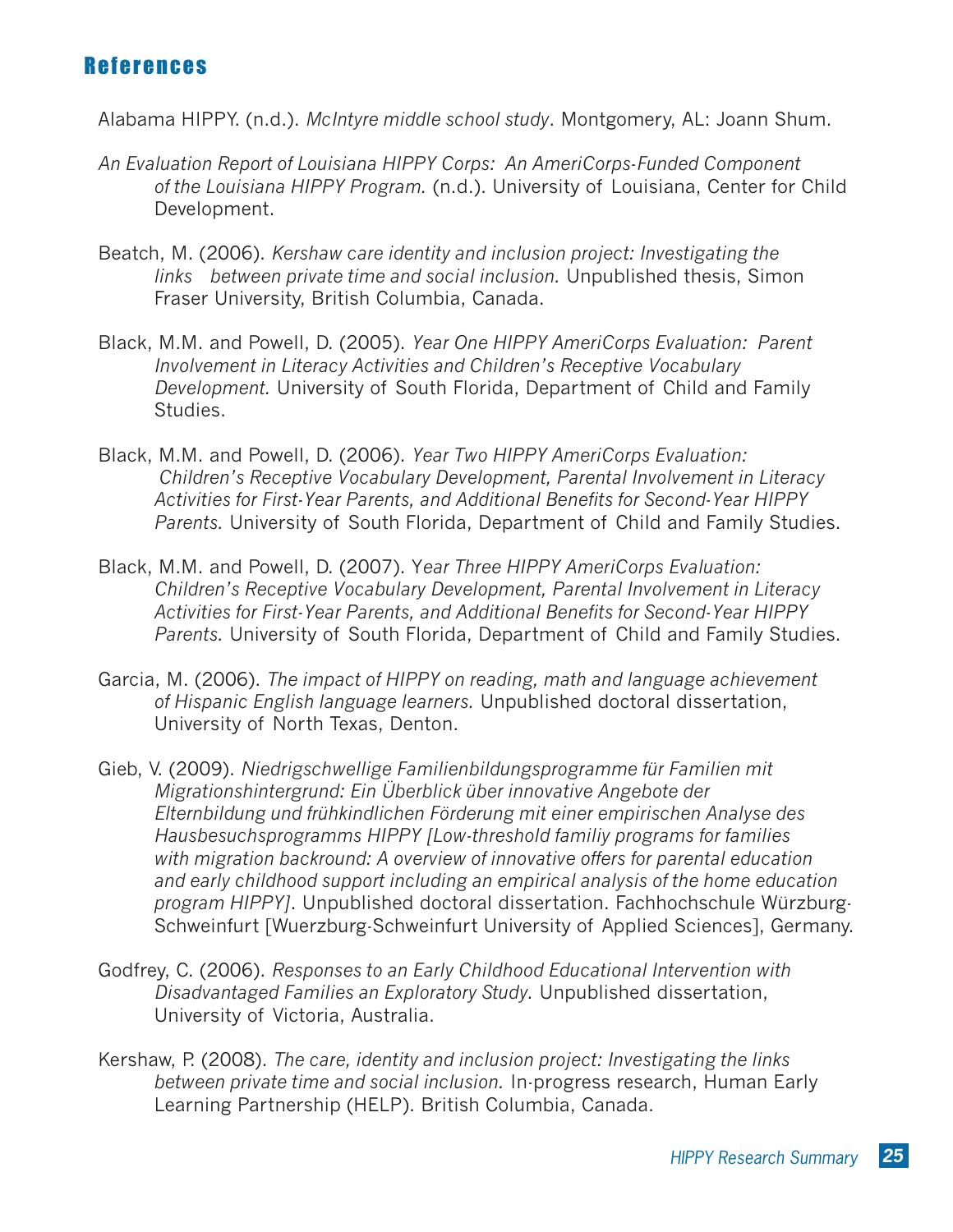## References

Alabama HIPPY. (n.d.). *McIntyre middle school study*. Montgomery, AL: Joann Shum.

*An Evaluation Report of Louisiana HIPPY Corps: An AmeriCorps-Funded Component of the Louisiana HIPPY Program.* (n.d.). University of Louisiana, Center for Child Development.

Beatch, M. (2006). *Kershaw care identity and inclusion project: Investigating the links between private time and social inclusion.* Unpublished thesis, Simon Fraser University, British Columbia, Canada.

Black, M.M. and Powell, D. (2005). *Year One HIPPY AmeriCorps Evaluation: Parent Involvement in Literacy Activities and Children's Receptive Vocabulary Development.* University of South Florida, Department of Child and Family Studies.

Black, M.M. and Powell, D. (2006). *Year Two HIPPY AmeriCorps Evaluation: Children's Receptive Vocabulary Development, Parental Involvement in Literacy Activities for First-Year Parents, and Additional Benefits for Second-Year HIPPY Parents.* University of South Florida, Department of Child and Family Studies.

Black, M.M. and Powell, D. (2007). *Year Three HIPPY AmeriCorps Evaluation: Children's Receptive Vocabulary Development, Parental Involvement in Literacy Activities for First-Year Parents, and Additional Benefits for Second-Year HIPPY Parents.* University of South Florida, Department of Child and Family Studies.

Garcia, M. (2006). *The impact of HIPPY on reading, math and language achievement of Hispanic English language learners.* Unpublished doctoral dissertation, University of North Texas, Denton.

Gieb, V. (2009). *Niedrigschwellige Familienbildungsprogramme für Familien mit Migrationshintergrund: Ein Überblick über innovative Angebote der Elternbildung und frühkindlichen Förderung mit einer empirischen Analyse des Hausbesuchsprogramms HIPPY [Low-threshold familiy programs for families with migration backround: A overview of innovative offers for parental education and early childhood support including an empirical analysis of the home education program HIPPY]*. Unpublished doctoral dissertation. Fachhochschule Würzburg-Schweinfurt [Wuerzburg-Schweinfurt University of Applied Sciences], Germany.

Godfrey, C. (2006). *Responses to an Early Childhood Educational Intervention with Disadvantaged Families an Exploratory Study.* Unpublished dissertation, University of Victoria, Australia.

Kershaw, P. (2008). *The care, identity and inclusion project: Investigating the links between private time and social inclusion.* In-progress research, Human Early Learning Partnership (HELP). British Columbia, Canada.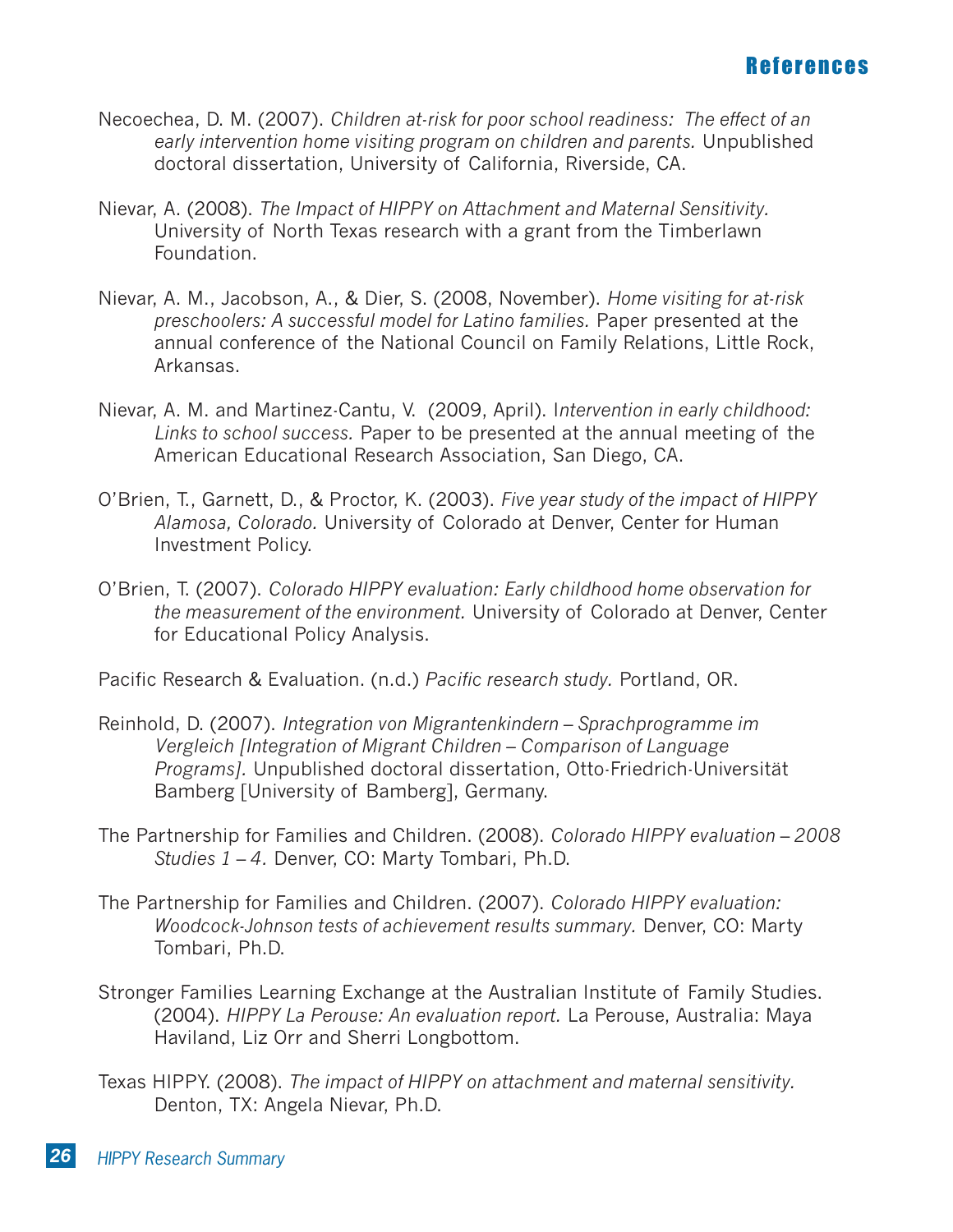## References

Necoechea, D. M. (2007). *Children at-risk for poor school readiness: The effect of an early intervention home visiting program on children and parents.* Unpublished doctoral dissertation, University of California, Riverside, CA.

Nievar, A. (2008). *The Impact of HIPPY on Attachment and Maternal Sensitivity.* University of North Texas research with a grant from the Timberlawn Foundation.

Nievar, A. M., Jacobson, A., & Dier, S. (2008, November). *Home visiting for at-risk preschoolers: A successful model for Latino families.* Paper presented at the annual conference of the National Council on Family Relations, Little Rock, Arkansas.

Nievar, A. M. and Martinez-Cantu, V. (2009, April). I*ntervention in early childhood: Links to school success.* Paper to be presented at the annual meeting of the American Educational Research Association, San Diego, CA.

O'Brien, T., Garnett, D., & Proctor, K. (2003). *Five year study of the impact of HIPPY Alamosa, Colorado.* University of Colorado at Denver, Center for Human Investment Policy.

O'Brien, T. (2007). *Colorado HIPPY evaluation: Early childhood home observation for the measurement of the environment.* University of Colorado at Denver, Center for Educational Policy Analysis.

Pacific Research & Evaluation. (n.d.) *Pacific research study.* Portland, OR.

Reinhold, D. (2007). *Integration von Migrantenkindern – Sprachprogramme im Vergleich [Integration of Migrant Children – Comparison of Language Programs].* Unpublished doctoral dissertation, Otto-Friedrich-Universität Bamberg [University of Bamberg], Germany.

The Partnership for Families and Children. (2008). *Colorado HIPPY evaluation – 2008 Studies 1 – 4.* Denver, CO: Marty Tombari, Ph.D.

The Partnership for Families and Children. (2007). *Colorado HIPPY evaluation: Woodcock-Johnson tests of achievement results summary.* Denver, CO: Marty Tombari, Ph.D.

Stronger Families Learning Exchange at the Australian Institute of Family Studies. (2004). *HIPPY La Perouse: An evaluation report.* La Perouse, Australia: Maya Haviland, Liz Orr and Sherri Longbottom.

Texas HIPPY. (2008). *The impact of HIPPY on attachment and maternal sensitivity.* Denton, TX: Angela Nievar, Ph.D.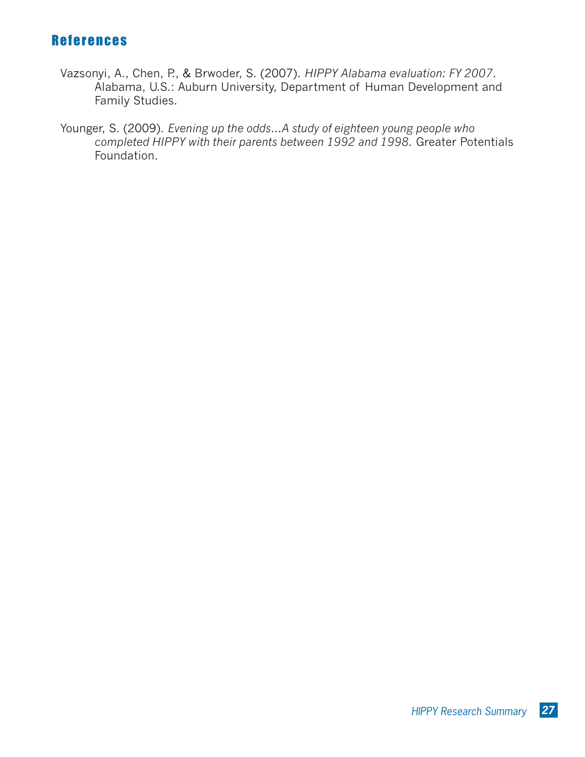## References

Vazsonyi, A., Chen, P., & Brwoder, S. (2007). *HIPPY Alabama evaluation: FY 2007.* Alabama, U.S.: Auburn University, Department of Human Development and Family Studies.

Younger, S. (2009). *Evening up the odds...A study of eighteen young people who completed HIPPY with their parents between 1992 and 1998.* Greater Potentials Foundation.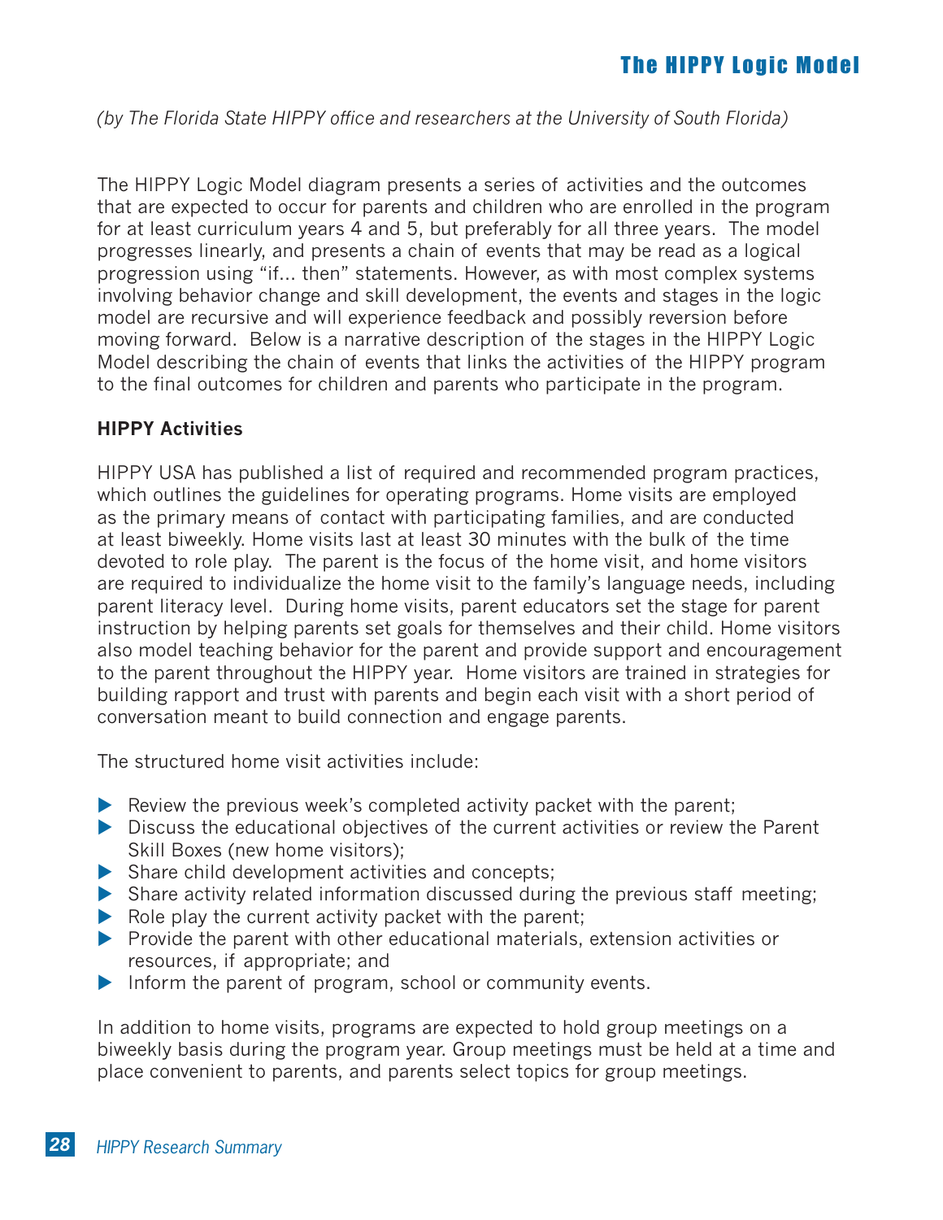# The HIPPY Logic Model

*(by The Florida State HIPPY office and researchers at the University of South Florida)*

The HIPPY Logic Model diagram presents a series of activities and the outcomes that are expected to occur for parents and children who are enrolled in the program for at least curriculum years 4 and 5, but preferably for all three years. The model progresses linearly, and presents a chain of events that may be read as a logical progression using "if... then" statements. However, as with most complex systems involving behavior change and skill development, the events and stages in the logic model are recursive and will experience feedback and possibly reversion before moving forward. Below is a narrative description of the stages in the HIPPY Logic Model describing the chain of events that links the activities of the HIPPY program to the final outcomes for children and parents who participate in the program.

**HIPPY Activities**

HIPPY USA has published a list of required and recommended program practices, which outlines the guidelines for operating programs. Home visits are employed as the primary means of contact with participating families, and are conducted at least biweekly. Home visits last at least 30 minutes with the bulk of the time devoted to role play. The parent is the focus of the home visit, and home visitors are required to individualize the home visit to the family's language needs, including parent literacy level. During home visits, parent educators set the stage for parent instruction by helping parents set goals for themselves and their child. Home visitors also model teaching behavior for the parent and provide support and encouragement to the parent throughout the HIPPY year. Home visitors are trained in strategies for building rapport and trust with parents and begin each visit with a short period of conversation meant to build connection and engage parents.

The structured home visit activities include:

- Review the previous week's completed activity packet with the parent;
- Discuss the educational objectives of the current activities or review the Parent Skill Boxes (new home visitors);
- Share child development activities and concepts;
- Share activity related information discussed during the previous staff meeting;
- Role play the current activity packet with the parent;
- Provide the parent with other educational materials, extension activities or resources, if appropriate; and
- Inform the parent of program, school or community events.

In addition to home visits, programs are expected to hold group meetings on a biweekly basis during the program year. Group meetings must be held at a time and place convenient to parents, and parents select topics for group meetings.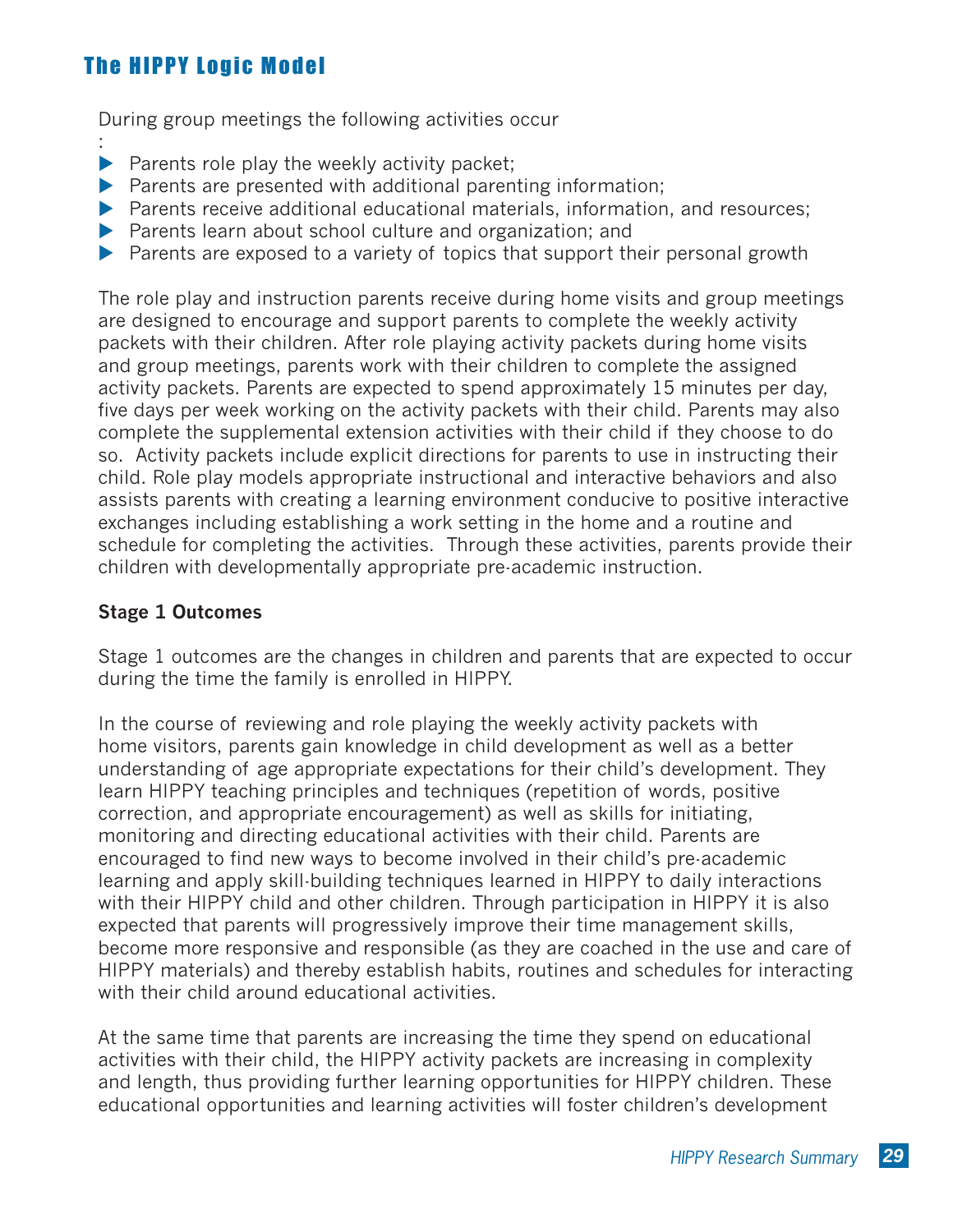## The HIPPY Logic Model

During group meetings the following activities occur
:

- Parents role play the weekly activity packet;
- Parents are presented with additional parenting information;
- Parents receive additional educational materials, information, and resources;
- Parents learn about school culture and organization; and
- Parents are exposed to a variety of topics that support their personal growth

The role play and instruction parents receive during home visits and group meetings are designed to encourage and support parents to complete the weekly activity packets with their children. After role playing activity packets during home visits and group meetings, parents work with their children to complete the assigned activity packets. Parents are expected to spend approximately 15 minutes per day, five days per week working on the activity packets with their child. Parents may also complete the supplemental extension activities with their child if they choose to do so. Activity packets include explicit directions for parents to use in instructing their child. Role play models appropriate instructional and interactive behaviors and also assists parents with creating a learning environment conducive to positive interactive exchanges including establishing a work setting in the home and a routine and schedule for completing the activities. Through these activities, parents provide their children with developmentally appropriate pre-academic instruction.

**Stage 1 Outcomes**

Stage 1 outcomes are the changes in children and parents that are expected to occur during the time the family is enrolled in HIPPY.

In the course of reviewing and role playing the weekly activity packets with home visitors, parents gain knowledge in child development as well as a better understanding of age appropriate expectations for their child's development. They learn HIPPY teaching principles and techniques (repetition of words, positive correction, and appropriate encouragement) as well as skills for initiating, monitoring and directing educational activities with their child. Parents are encouraged to find new ways to become involved in their child's pre-academic learning and apply skill-building techniques learned in HIPPY to daily interactions with their HIPPY child and other children. Through participation in HIPPY it is also expected that parents will progressively improve their time management skills, become more responsive and responsible (as they are coached in the use and care of HIPPY materials) and thereby establish habits, routines and schedules for interacting with their child around educational activities.

At the same time that parents are increasing the time they spend on educational activities with their child, the HIPPY activity packets are increasing in complexity and length, thus providing further learning opportunities for HIPPY children. These educational opportunities and learning activities will foster children's development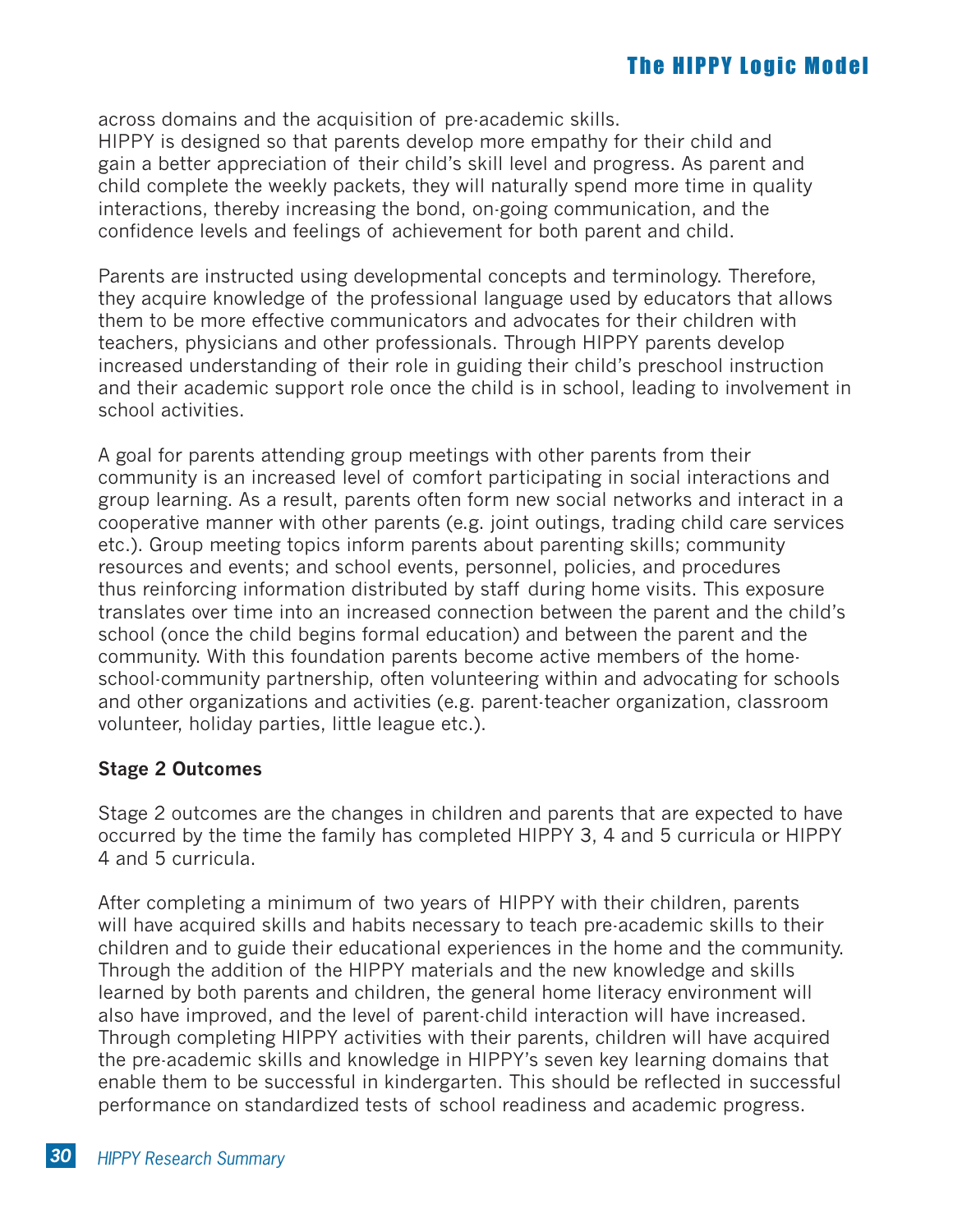across domains and the acquisition of pre-academic skills.
HIPPY is designed so that parents develop more empathy for their child and gain a better appreciation of their child's skill level and progress. As parent and child complete the weekly packets, they will naturally spend more time in quality interactions, thereby increasing the bond, on-going communication, and the confidence levels and feelings of achievement for both parent and child.

Parents are instructed using developmental concepts and terminology. Therefore, they acquire knowledge of the professional language used by educators that allows them to be more effective communicators and advocates for their children with teachers, physicians and other professionals. Through HIPPY parents develop increased understanding of their role in guiding their child's preschool instruction and their academic support role once the child is in school, leading to involvement in school activities.

A goal for parents attending group meetings with other parents from their community is an increased level of comfort participating in social interactions and group learning. As a result, parents often form new social networks and interact in a cooperative manner with other parents (e.g. joint outings, trading child care services etc.). Group meeting topics inform parents about parenting skills; community resources and events; and school events, personnel, policies, and procedures thus reinforcing information distributed by staff during home visits. This exposure translates over time into an increased connection between the parent and the child's school (once the child begins formal education) and between the parent and the community. With this foundation parents become active members of the home-school-community partnership, often volunteering within and advocating for schools and other organizations and activities (e.g. parent-teacher organization, classroom volunteer, holiday parties, little league etc.).

**Stage 2 Outcomes**

Stage 2 outcomes are the changes in children and parents that are expected to have occurred by the time the family has completed HIPPY 3, 4 and 5 curricula or HIPPY 4 and 5 curricula.

After completing a minimum of two years of HIPPY with their children, parents will have acquired skills and habits necessary to teach pre-academic skills to their children and to guide their educational experiences in the home and the community. Through the addition of the HIPPY materials and the new knowledge and skills learned by both parents and children, the general home literacy environment will also have improved, and the level of parent-child interaction will have increased. Through completing HIPPY activities with their parents, children will have acquired the pre-academic skills and knowledge in HIPPY's seven key learning domains that enable them to be successful in kindergarten. This should be reflected in successful performance on standardized tests of school readiness and academic progress.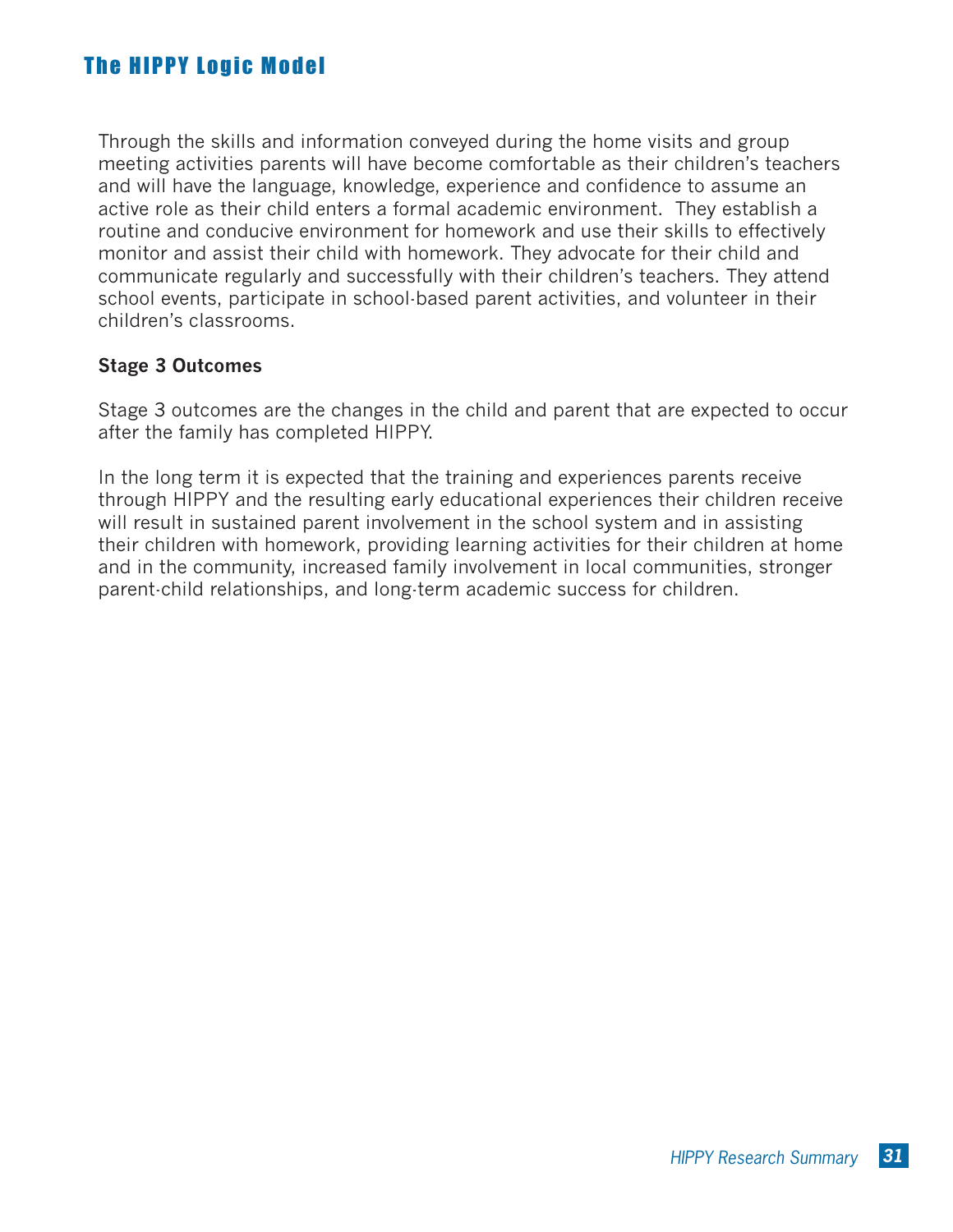## The HIPPY Logic Model

Through the skills and information conveyed during the home visits and group meeting activities parents will have become comfortable as their children's teachers and will have the language, knowledge, experience and confidence to assume an active role as their child enters a formal academic environment. They establish a routine and conducive environment for homework and use their skills to effectively monitor and assist their child with homework. They advocate for their child and communicate regularly and successfully with their children's teachers. They attend school events, participate in school-based parent activities, and volunteer in their children's classrooms.

**Stage 3 Outcomes**

Stage 3 outcomes are the changes in the child and parent that are expected to occur after the family has completed HIPPY.

In the long term it is expected that the training and experiences parents receive through HIPPY and the resulting early educational experiences their children receive will result in sustained parent involvement in the school system and in assisting their children with homework, providing learning activities for their children at home and in the community, increased family involvement in local communities, stronger parent-child relationships, and long-term academic success for children.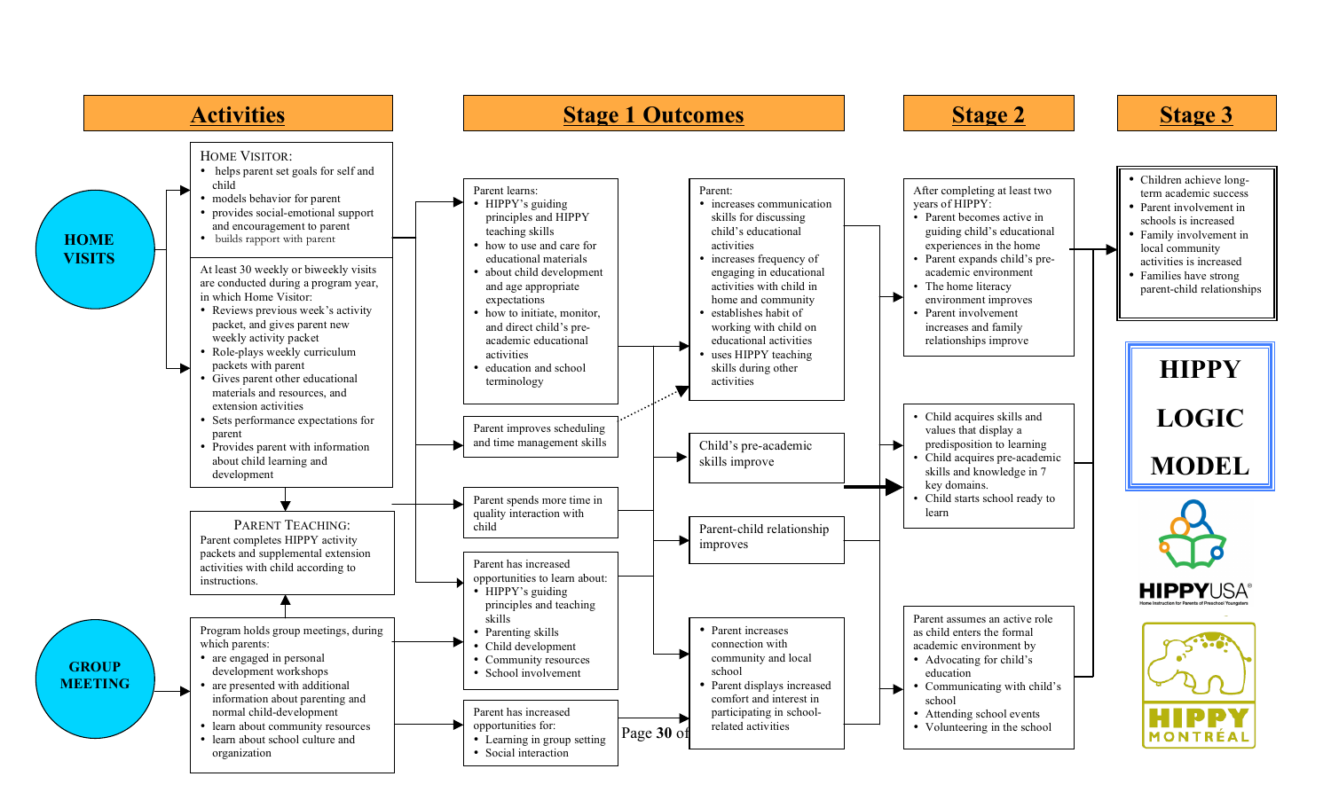# HIPPY LOGIC MODEL

## Activities

**HOME VISITS**

HOME VISITOR:

- helps parent set goals for self and child
- models behavior for parent
- provides social-emotional support and encouragement to parent
- builds rapport with parent

At least 30 weekly or biweekly visits are conducted during a program year, in which Home Visitor:

- Reviews previous week's activity packet, and gives parent new weekly activity packet
- Role-plays weekly curriculum packets with parent
- Gives parent other educational materials and resources, and extension activities
- Sets performance expectations for parent
- Provides parent with information about child learning and development

PARENT TEACHING:
Parent completes HIPPY activity packets and supplemental extension activities with child according to instructions.

**GROUP MEETING**

Program holds group meetings, during which parents:

- are engaged in personal development workshops
- are presented with additional information about parenting and normal child-development
- learn about community resources
- learn about school culture and organization

## Stage 1 Outcomes

Parent learns:

- HIPPY's guiding principles and HIPPY teaching skills
- how to use and care for educational materials
- about child development and age appropriate expectations
- how to initiate, monitor, and direct child's pre-academic educational activities
- education and school terminology

Parent improves scheduling and time management skills

Parent spends more time in quality interaction with child

Parent has increased opportunities to learn about:

- HIPPY's guiding principles and teaching skills
- Parenting skills
- Child development
- Community resources
- School involvement

Parent has increased opportunities for:

- Learning in group setting
- Social interaction

Parent:

- increases communication skills for discussing child's educational activities
- increases frequency of engaging in educational activities with child in home and community
- establishes habit of working with child on educational activities
- uses HIPPY teaching skills during other activities

Child's pre-academic skills improve

Parent-child relationship improves

- Parent increases connection with community and local school
- Parent displays increased comfort and interest in participating in school-related activities

## Stage 2

After completing at least two years of HIPPY:

- Parent becomes active in guiding child's educational experiences in the home
- Parent expands child's pre-academic environment
- The home literacy environment improves
- Parent involvement increases and family relationships improve

- Child acquires skills and values that display a predisposition to learning
- Child acquires pre-academic skills and knowledge in 7 key domains.
- Child starts school ready to learn

Parent assumes an active role as child enters the formal academic environment by

- Advocating for child's education
- Communicating with child's school
- Attending school events
- Volunteering in the school

## Stage 3

- Children achieve long-term academic success
- Parent involvement in schools is increased
- Family involvement in local community activities is increased
- Families have strong parent-child relationships

HIPPYUSA
Home Instruction for Parents of Preschool Youngsters

HIPPY MONTRÉAL